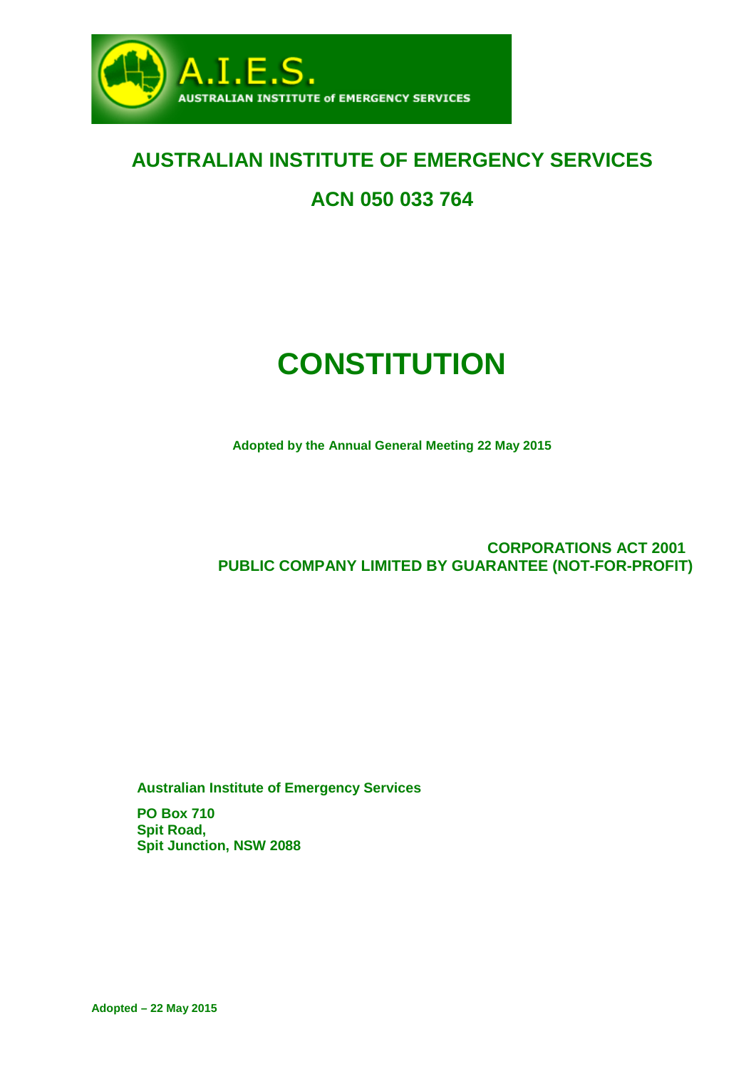A.I.E.S.

AUSTRALIAN INSTITUTE of EMERGENCY SERVICES

# AUSTRALIAN INSTITUTE OF EMERGENCY SERVICES

## ACN 050 033 764

# CONSTITUTION

**Adopted by the Annual General Meeting 22 May 2015**

**CORPORATIONS ACT 2001**
**PUBLIC COMPANY LIMITED BY GUARANTEE (NOT-FOR-PROFIT)**

**Australian Institute of Emergency Services**

**PO Box 710**
**Spit Road,**
**Spit Junction, NSW 2088**

**Adopted – 22 May 2015**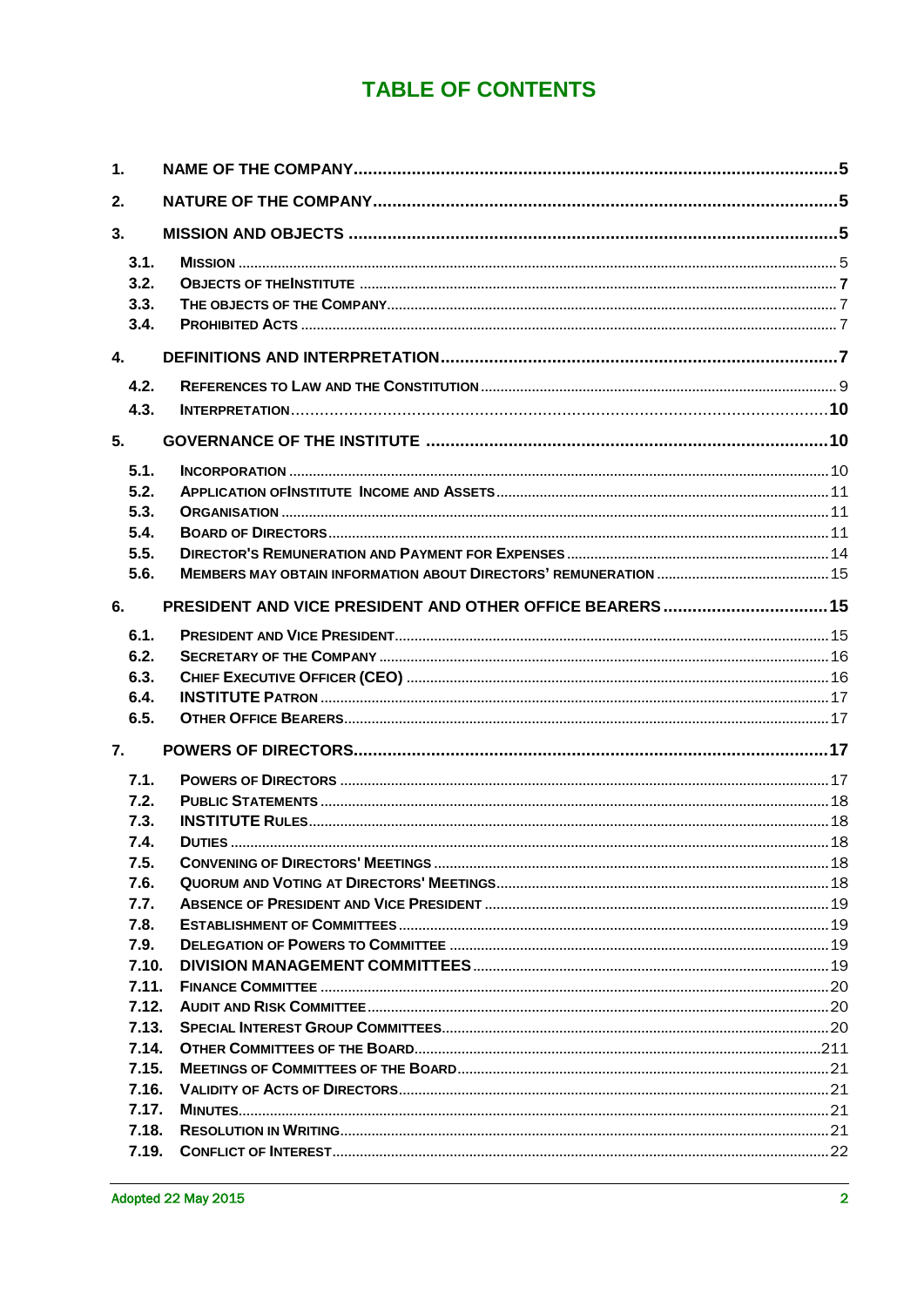# TABLE OF CONTENTS

| | | |
|---|---|---|
| **1.** | **NAME OF THE COMPANY** | **5** |
| **2.** | **NATURE OF THE COMPANY** | **5** |
| **3.** | **MISSION AND OBJECTS** | **5** |
| 3.1. | MISSION | 5 |
| 3.2. | OBJECTS OF THEINSTITUTE | 7 |
| 3.3. | THE OBJECTS OF THE COMPANY | 7 |
| 3.4. | PROHIBITED ACTS | 7 |
| **4.** | **DEFINITIONS AND INTERPRETATION** | **7** |
| 4.2. | REFERENCES TO LAW AND THE CONSTITUTION | 9 |
| 4.3. | INTERPRETATION | 10 |
| **5.** | **GOVERNANCE OF THE INSTITUTE** | **10** |
| 5.1. | INCORPORATION | 10 |
| 5.2. | APPLICATION OFINSTITUTE INCOME AND ASSETS | 11 |
| 5.3. | ORGANISATION | 11 |
| 5.4. | BOARD OF DIRECTORS | 11 |
| 5.5. | DIRECTOR'S REMUNERATION AND PAYMENT FOR EXPENSES | 14 |
| 5.6. | MEMBERS MAY OBTAIN INFORMATION ABOUT DIRECTORS' REMUNERATION | 15 |
| **6.** | **PRESIDENT AND VICE PRESIDENT AND OTHER OFFICE BEARERS** | **15** |
| 6.1. | PRESIDENT AND VICE PRESIDENT | 15 |
| 6.2. | SECRETARY OF THE COMPANY | 16 |
| 6.3. | CHIEF EXECUTIVE OFFICER (CEO) | 16 |
| 6.4. | INSTITUTE PATRON | 17 |
| 6.5. | OTHER OFFICE BEARERS | 17 |
| **7.** | **POWERS OF DIRECTORS** | **17** |
| 7.1. | POWERS OF DIRECTORS | 17 |
| 7.2. | PUBLIC STATEMENTS | 18 |
| 7.3. | INSTITUTE RULES | 18 |
| 7.4. | DUTIES | 18 |
| 7.5. | CONVENING OF DIRECTORS' MEETINGS | 18 |
| 7.6. | QUORUM AND VOTING AT DIRECTORS' MEETINGS | 18 |
| 7.7. | ABSENCE OF PRESIDENT AND VICE PRESIDENT | 19 |
| 7.8. | ESTABLISHMENT OF COMMITTEES | 19 |
| 7.9. | DELEGATION OF POWERS TO COMMITTEE | 19 |
| 7.10. | DIVISION MANAGEMENT COMMITTEES | 19 |
| 7.11. | FINANCE COMMITTEE | 20 |
| 7.12. | AUDIT AND RISK COMMITTEE | 20 |
| 7.13. | SPECIAL INTEREST GROUP COMMITTEES | 20 |
| 7.14. | OTHER COMMITTEES OF THE BOARD | 211 |
| 7.15. | MEETINGS OF COMMITTEES OF THE BOARD | 21 |
| 7.16. | VALIDITY OF ACTS OF DIRECTORS | 21 |
| 7.17. | MINUTES | 21 |
| 7.18. | RESOLUTION IN WRITING | 21 |
| 7.19. | CONFLICT OF INTEREST | 22 |

Adopted 22 May 2015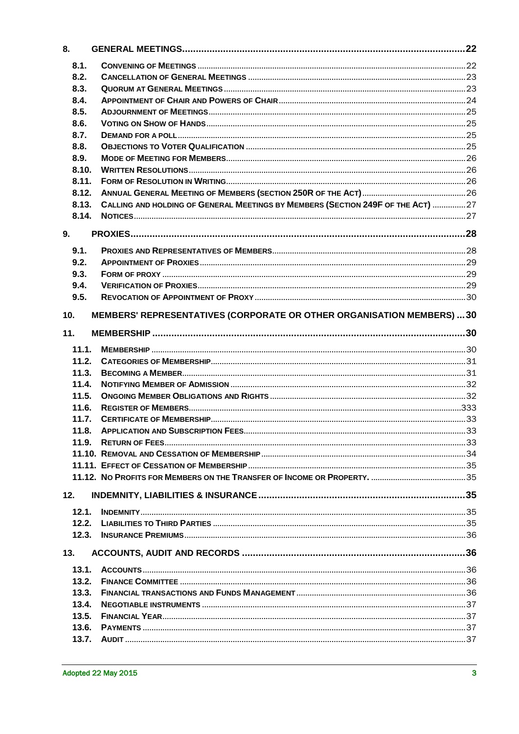| | | |
|---|---|---|
| **8.** | **GENERAL MEETINGS** | **22** |
| 8.1. | CONVENING OF MEETINGS | 22 |
| 8.2. | CANCELLATION OF GENERAL MEETINGS | 23 |
| 8.3. | QUORUM AT GENERAL MEETINGS | 23 |
| 8.4. | APPOINTMENT OF CHAIR AND POWERS OF CHAIR | 24 |
| 8.5. | ADJOURNMENT OF MEETINGS | 25 |
| 8.6. | VOTING ON SHOW OF HANDS | 25 |
| 8.7. | DEMAND FOR A POLL | 25 |
| 8.8. | OBJECTIONS TO VOTER QUALIFICATION | 25 |
| 8.9. | MODE OF MEETING FOR MEMBERS | 26 |
| 8.10. | WRITTEN RESOLUTIONS | 26 |
| 8.11. | FORM OF RESOLUTION IN WRITING | 26 |
| 8.12. | ANNUAL GENERAL MEETING OF MEMBERS (SECTION 250R OF THE ACT) | 26 |
| 8.13. | CALLING AND HOLDING OF GENERAL MEETINGS BY MEMBERS (SECTION 249F OF THE ACT) | 27 |
| 8.14. | NOTICES | 27 |
| **9.** | **PROXIES** | **28** |
| 9.1. | PROXIES AND REPRESENTATIVES OF MEMBERS | 28 |
| 9.2. | APPOINTMENT OF PROXIES | 29 |
| 9.3. | FORM OF PROXY | 29 |
| 9.4. | VERIFICATION OF PROXIES | 29 |
| 9.5. | REVOCATION OF APPOINTMENT OF PROXY | 30 |
| **10.** | **MEMBERS' REPRESENTATIVES (CORPORATE OR OTHER ORGANISATION MEMBERS)** | **30** |
| **11.** | **MEMBERSHIP** | **30** |
| 11.1. | MEMBERSHIP | 30 |
| 11.2. | CATEGORIES OF MEMBERSHIP | 31 |
| 11.3. | BECOMING A MEMBER | 31 |
| 11.4. | NOTIFYING MEMBER OF ADMISSION | 32 |
| 11.5. | ONGOING MEMBER OBLIGATIONS AND RIGHTS | 32 |
| 11.6. | REGISTER OF MEMBERS | 333 |
| 11.7. | CERTIFICATE OF MEMBERSHIP | 33 |
| 11.8. | APPLICATION AND SUBSCRIPTION FEES | 33 |
| 11.9. | RETURN OF FEES | 33 |
| 11.10. | REMOVAL AND CESSATION OF MEMBERSHIP | 34 |
| 11.11. | EFFECT OF CESSATION OF MEMBERSHIP | 35 |
| 11.12. | NO PROFITS FOR MEMBERS ON THE TRANSFER OF INCOME OR PROPERTY. | 35 |
| **12.** | **INDEMNITY, LIABILITIES & INSURANCE** | **35** |
| 12.1. | INDEMNITY | 35 |
| 12.2. | LIABILITIES TO THIRD PARTIES | 35 |
| 12.3. | INSURANCE PREMIUMS | 36 |
| **13.** | **ACCOUNTS, AUDIT AND RECORDS** | **36** |
| 13.1. | ACCOUNTS | 36 |
| 13.2. | FINANCE COMMITTEE | 36 |
| 13.3. | FINANCIAL TRANSACTIONS AND FUNDS MANAGEMENT | 36 |
| 13.4. | NEGOTIABLE INSTRUMENTS | 37 |
| 13.5. | FINANCIAL YEAR | 37 |
| 13.6. | PAYMENTS | 37 |
| 13.7. | AUDIT | 37 |

Adopted 22 May 2015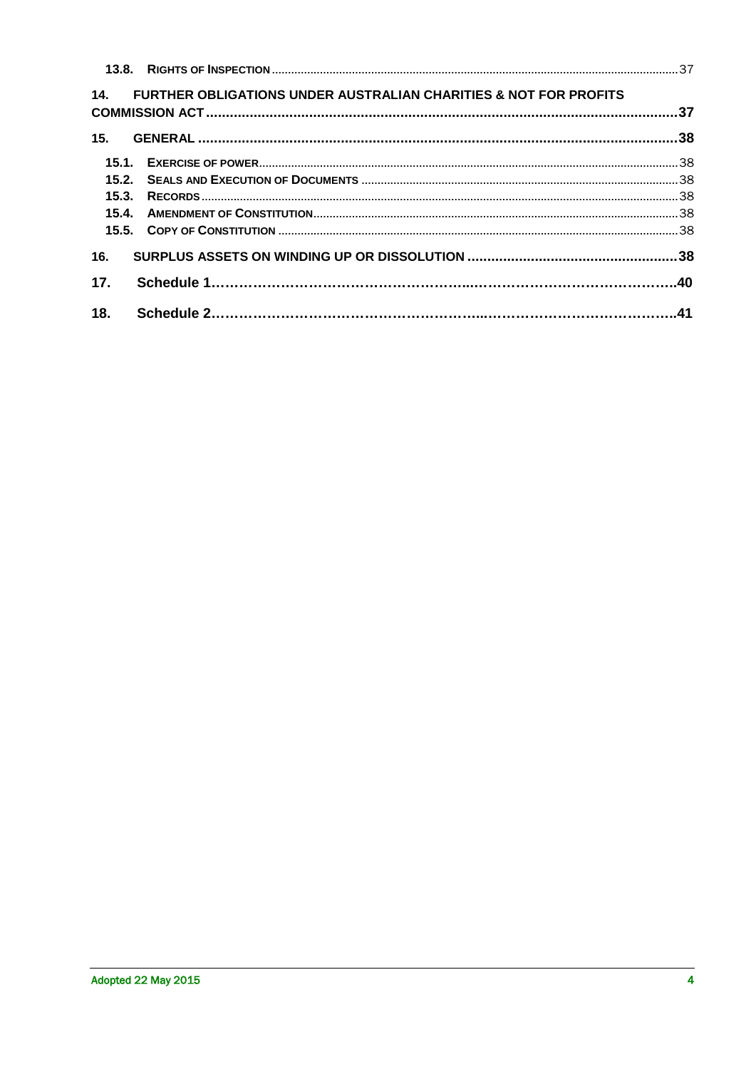13.8. RIGHTS OF INSPECTION ........................................................................................................................................37

14. FURTHER OBLIGATIONS UNDER AUSTRALIAN CHARITIES & NOT FOR PROFITS COMMISSION ACT ........................................................................................................................................37

15. GENERAL ........................................................................................................................................38

15.1. EXERCISE OF POWER ........................................................................................................................................38
15.2. SEALS AND EXECUTION OF DOCUMENTS ........................................................................................................................................38
15.3. RECORDS ........................................................................................................................................38
15.4. AMENDMENT OF CONSTITUTION ........................................................................................................................................38
15.5. COPY OF CONSTITUTION ........................................................................................................................................38

16. SURPLUS ASSETS ON WINDING UP OR DISSOLUTION ........................................................................................................................................38

17. Schedule 1........................................................................................................................................40

18. Schedule 2........................................................................................................................................41

Adopted 22 May 2015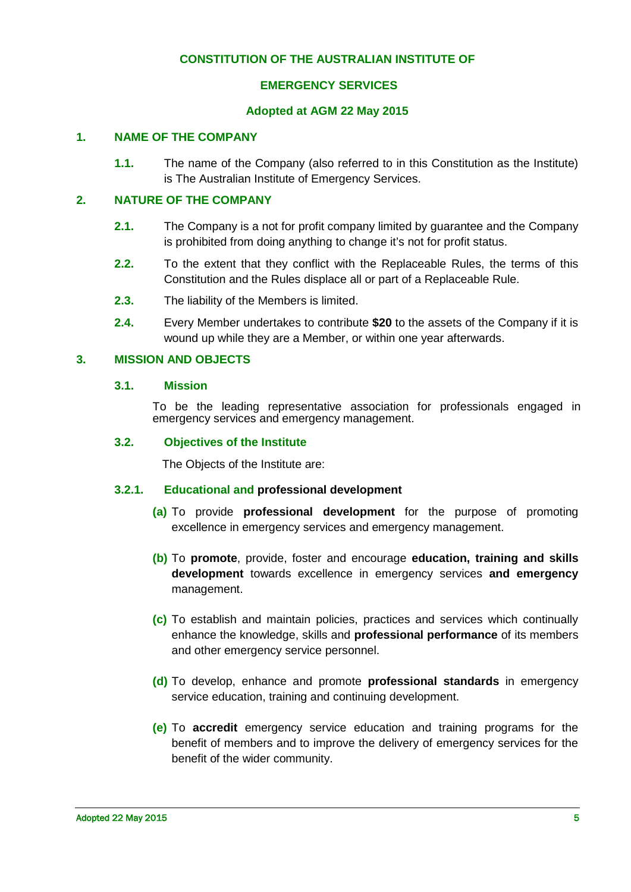# CONSTITUTION OF THE AUSTRALIAN INSTITUTE OF EMERGENCY SERVICES

**Adopted at AGM 22 May 2015**

## 1. NAME OF THE COMPANY

**1.1.** The name of the Company (also referred to in this Constitution as the Institute) is The Australian Institute of Emergency Services.

## 2. NATURE OF THE COMPANY

**2.1.** The Company is a not for profit company limited by guarantee and the Company is prohibited from doing anything to change it's not for profit status.

**2.2.** To the extent that they conflict with the Replaceable Rules, the terms of this Constitution and the Rules displace all or part of a Replaceable Rule.

**2.3.** The liability of the Members is limited.

**2.4.** Every Member undertakes to contribute **$20** to the assets of the Company if it is wound up while they are a Member, or within one year afterwards.

## 3. MISSION AND OBJECTS

### 3.1. Mission

To be the leading representative association for professionals engaged in emergency services and emergency management.

### 3.2. Objectives of the Institute

The Objects of the Institute are:

#### 3.2.1. Educational and professional development

**(a)** To provide **professional development** for the purpose of promoting excellence in emergency services and emergency management.

**(b)** To **promote**, provide, foster and encourage **education, training and skills development** towards excellence in emergency services **and emergency** management.

**(c)** To establish and maintain policies, practices and services which continually enhance the knowledge, skills and **professional performance** of its members and other emergency service personnel.

**(d)** To develop, enhance and promote **professional standards** in emergency service education, training and continuing development.

**(e)** To **accredit** emergency service education and training programs for the benefit of members and to improve the delivery of emergency services for the benefit of the wider community.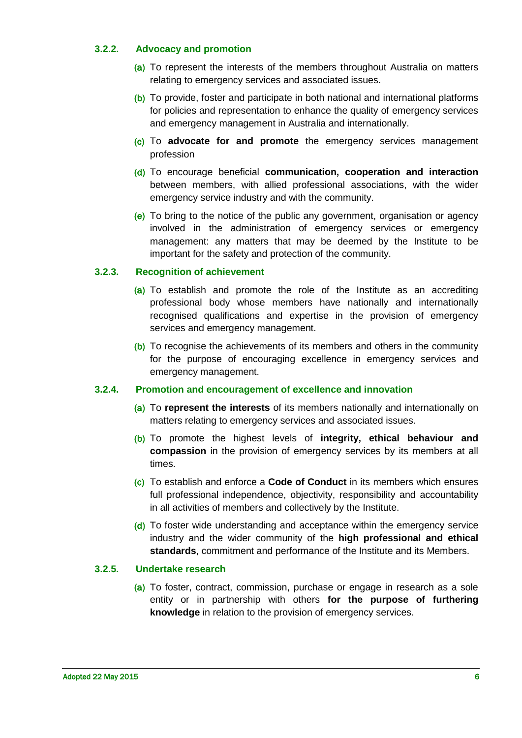### 3.2.2. Advocacy and promotion

(a) To represent the interests of the members throughout Australia on matters relating to emergency services and associated issues.

(b) To provide, foster and participate in both national and international platforms for policies and representation to enhance the quality of emergency services and emergency management in Australia and internationally.

(c) To **advocate for and promote** the emergency services management profession

(d) To encourage beneficial **communication, cooperation and interaction** between members, with allied professional associations, with the wider emergency service industry and with the community.

(e) To bring to the notice of the public any government, organisation or agency involved in the administration of emergency services or emergency management: any matters that may be deemed by the Institute to be important for the safety and protection of the community.

### 3.2.3. Recognition of achievement

(a) To establish and promote the role of the Institute as an accrediting professional body whose members have nationally and internationally recognised qualifications and expertise in the provision of emergency services and emergency management.

(b) To recognise the achievements of its members and others in the community for the purpose of encouraging excellence in emergency services and emergency management.

### 3.2.4. Promotion and encouragement of excellence and innovation

(a) To **represent the interests** of its members nationally and internationally on matters relating to emergency services and associated issues.

(b) To promote the highest levels of **integrity, ethical behaviour and compassion** in the provision of emergency services by its members at all times.

(c) To establish and enforce a **Code of Conduct** in its members which ensures full professional independence, objectivity, responsibility and accountability in all activities of members and collectively by the Institute.

(d) To foster wide understanding and acceptance within the emergency service industry and the wider community of the **high professional and ethical standards**, commitment and performance of the Institute and its Members.

### 3.2.5. Undertake research

(a) To foster, contract, commission, purchase or engage in research as a sole entity or in partnership with others **for the purpose of furthering knowledge** in relation to the provision of emergency services.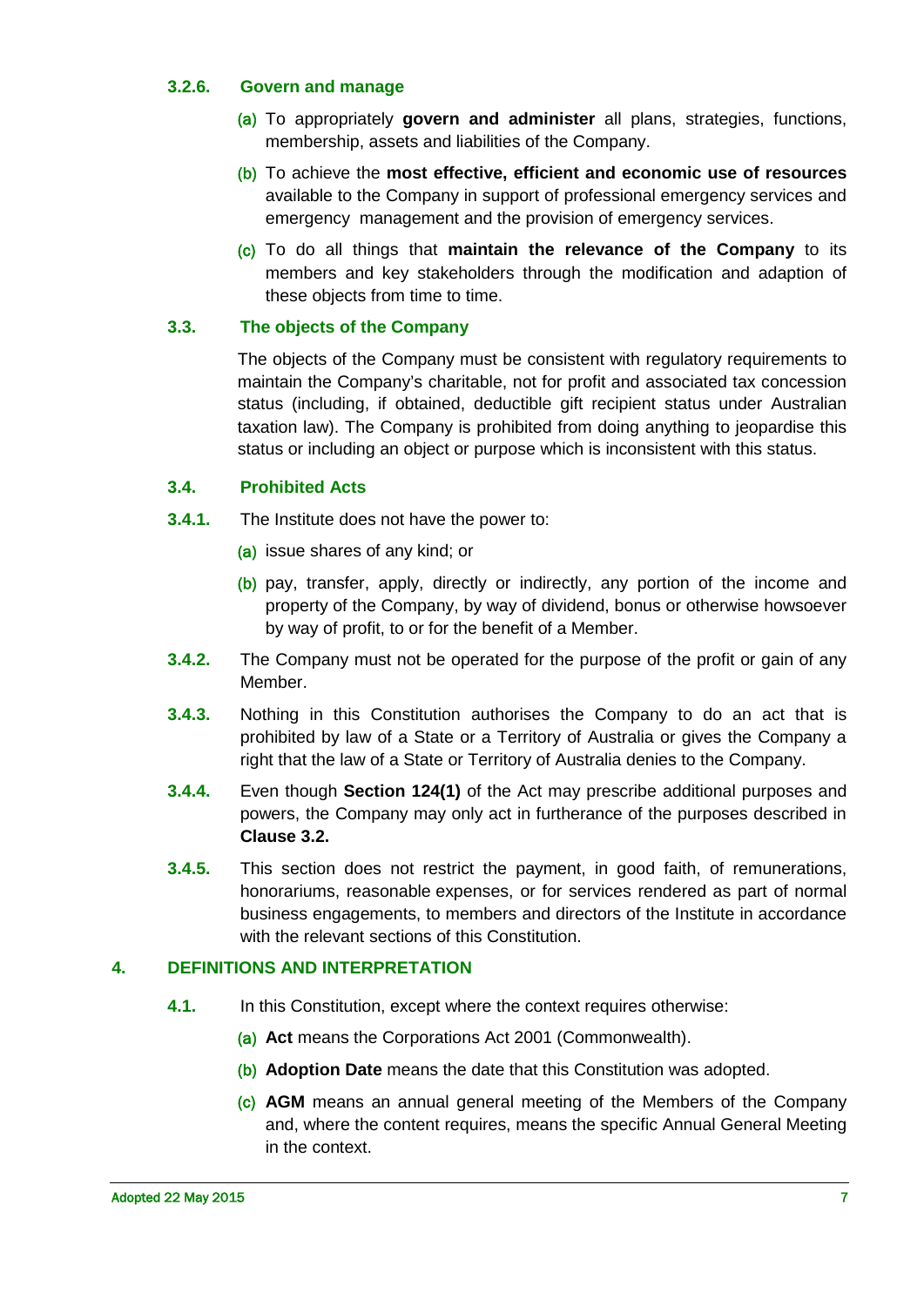### 3.2.6. Govern and manage

(a) To appropriately **govern and administer** all plans, strategies, functions, membership, assets and liabilities of the Company.

(b) To achieve the **most effective, efficient and economic use of resources** available to the Company in support of professional emergency services and emergency management and the provision of emergency services.

(c) To do all things that **maintain the relevance of the Company** to its members and key stakeholders through the modification and adaption of these objects from time to time.

### 3.3. The objects of the Company

The objects of the Company must be consistent with regulatory requirements to maintain the Company's charitable, not for profit and associated tax concession status (including, if obtained, deductible gift recipient status under Australian taxation law). The Company is prohibited from doing anything to jeopardise this status or including an object or purpose which is inconsistent with this status.

### 3.4. Prohibited Acts

**3.4.1.** The Institute does not have the power to:

(a) issue shares of any kind; or

(b) pay, transfer, apply, directly or indirectly, any portion of the income and property of the Company, by way of dividend, bonus or otherwise howsoever by way of profit, to or for the benefit of a Member.

**3.4.2.** The Company must not be operated for the purpose of the profit or gain of any Member.

**3.4.3.** Nothing in this Constitution authorises the Company to do an act that is prohibited by law of a State or a Territory of Australia or gives the Company a right that the law of a State or Territory of Australia denies to the Company.

**3.4.4.** Even though **Section 124(1)** of the Act may prescribe additional purposes and powers, the Company may only act in furtherance of the purposes described in **Clause 3.2.**

**3.4.5.** This section does not restrict the payment, in good faith, of remunerations, honorariums, reasonable expenses, or for services rendered as part of normal business engagements, to members and directors of the Institute in accordance with the relevant sections of this Constitution.

## 4. DEFINITIONS AND INTERPRETATION

**4.1.** In this Constitution, except where the context requires otherwise:

(a) **Act** means the Corporations Act 2001 (Commonwealth).

(b) **Adoption Date** means the date that this Constitution was adopted.

(c) **AGM** means an annual general meeting of the Members of the Company and, where the content requires, means the specific Annual General Meeting in the context.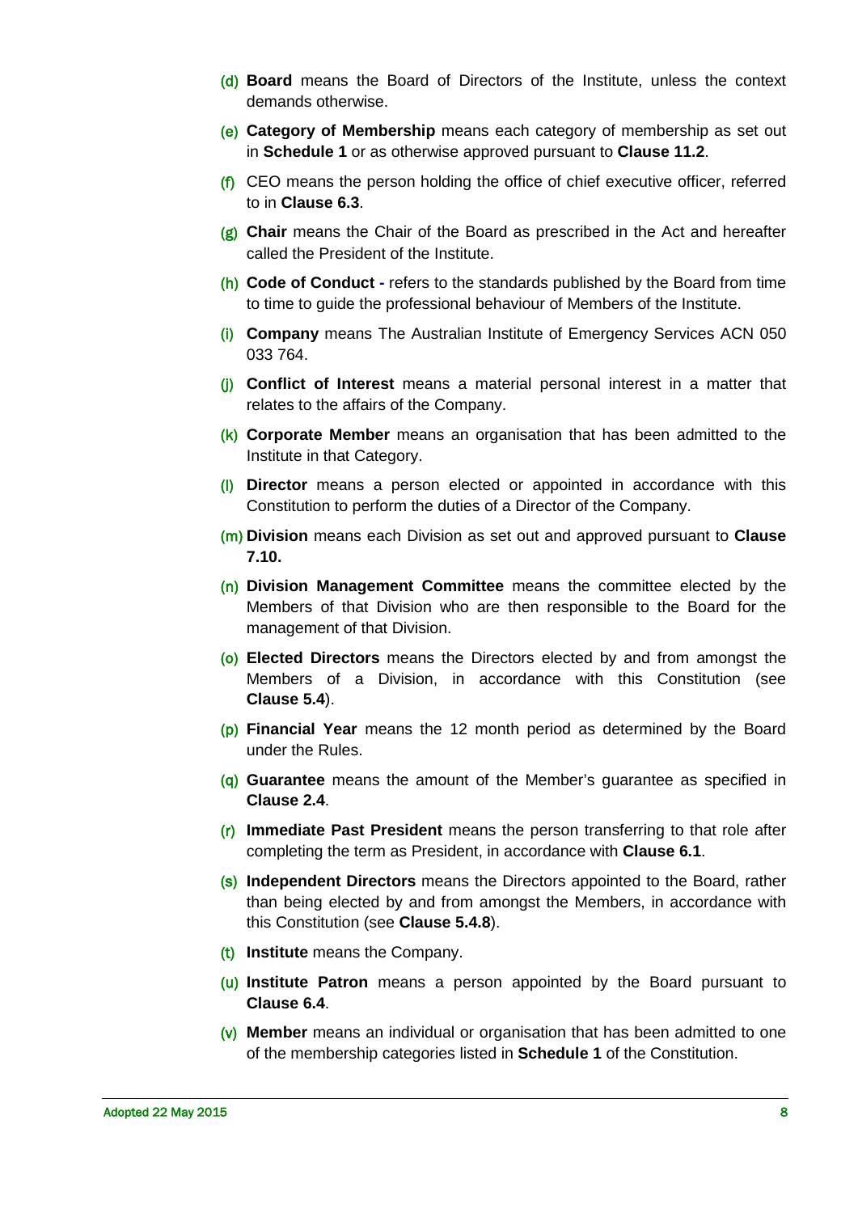(d) **Board** means the Board of Directors of the Institute, unless the context demands otherwise.

(e) **Category of Membership** means each category of membership as set out in **Schedule 1** or as otherwise approved pursuant to **Clause 11.2**.

(f) CEO means the person holding the office of chief executive officer, referred to in **Clause 6.3**.

(g) **Chair** means the Chair of the Board as prescribed in the Act and hereafter called the President of the Institute.

(h) **Code of Conduct -** refers to the standards published by the Board from time to time to guide the professional behaviour of Members of the Institute.

(i) **Company** means The Australian Institute of Emergency Services ACN 050 033 764.

(j) **Conflict of Interest** means a material personal interest in a matter that relates to the affairs of the Company.

(k) **Corporate Member** means an organisation that has been admitted to the Institute in that Category.

(l) **Director** means a person elected or appointed in accordance with this Constitution to perform the duties of a Director of the Company.

(m) **Division** means each Division as set out and approved pursuant to **Clause 7.10.**

(n) **Division Management Committee** means the committee elected by the Members of that Division who are then responsible to the Board for the management of that Division.

(o) **Elected Directors** means the Directors elected by and from amongst the Members of a Division, in accordance with this Constitution (see **Clause 5.4**).

(p) **Financial Year** means the 12 month period as determined by the Board under the Rules.

(q) **Guarantee** means the amount of the Member's guarantee as specified in **Clause 2.4**.

(r) **Immediate Past President** means the person transferring to that role after completing the term as President, in accordance with **Clause 6.1**.

(s) **Independent Directors** means the Directors appointed to the Board, rather than being elected by and from amongst the Members, in accordance with this Constitution (see **Clause 5.4.8**).

(t) **Institute** means the Company.

(u) **Institute Patron** means a person appointed by the Board pursuant to **Clause 6.4**.

(v) **Member** means an individual or organisation that has been admitted to one of the membership categories listed in **Schedule 1** of the Constitution.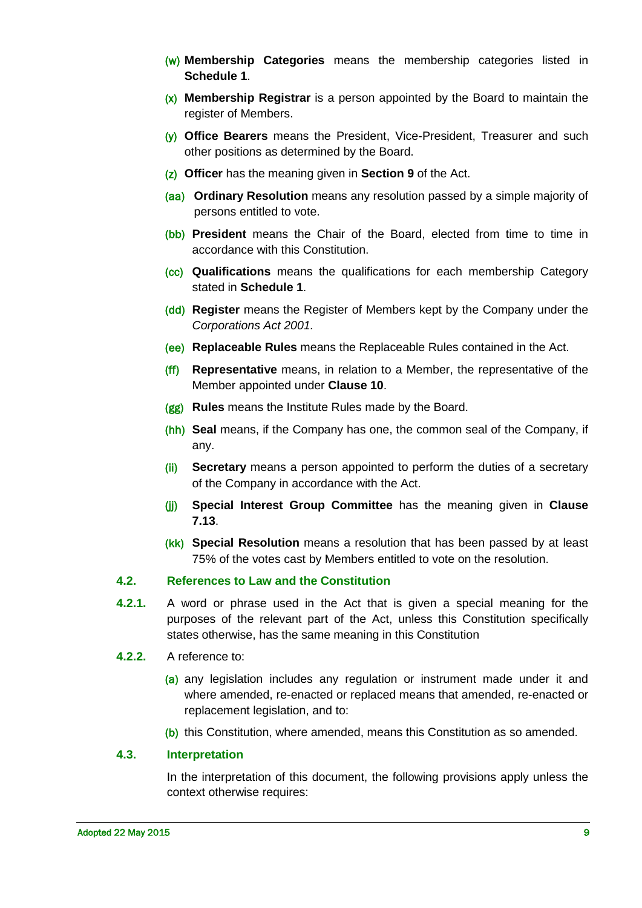(w) **Membership Categories** means the membership categories listed in **Schedule 1**.

(x) **Membership Registrar** is a person appointed by the Board to maintain the register of Members.

(y) **Office Bearers** means the President, Vice-President, Treasurer and such other positions as determined by the Board.

(z) **Officer** has the meaning given in **Section 9** of the Act.

(aa) **Ordinary Resolution** means any resolution passed by a simple majority of persons entitled to vote.

(bb) **President** means the Chair of the Board, elected from time to time in accordance with this Constitution.

(cc) **Qualifications** means the qualifications for each membership Category stated in **Schedule 1**.

(dd) **Register** means the Register of Members kept by the Company under the *Corporations Act 2001.*

(ee) **Replaceable Rules** means the Replaceable Rules contained in the Act.

(ff) **Representative** means, in relation to a Member, the representative of the Member appointed under **Clause 10**.

(gg) **Rules** means the Institute Rules made by the Board.

(hh) **Seal** means, if the Company has one, the common seal of the Company, if any.

(ii) **Secretary** means a person appointed to perform the duties of a secretary of the Company in accordance with the Act.

(jj) **Special Interest Group Committee** has the meaning given in **Clause 7.13**.

(kk) **Special Resolution** means a resolution that has been passed by at least 75% of the votes cast by Members entitled to vote on the resolution.

### 4.2. References to Law and the Constitution

**4.2.1.** A word or phrase used in the Act that is given a special meaning for the purposes of the relevant part of the Act, unless this Constitution specifically states otherwise, has the same meaning in this Constitution

**4.2.2.** A reference to:

(a) any legislation includes any regulation or instrument made under it and where amended, re-enacted or replaced means that amended, re-enacted or replacement legislation, and to:

(b) this Constitution, where amended, means this Constitution as so amended.

### 4.3. Interpretation

In the interpretation of this document, the following provisions apply unless the context otherwise requires:

Adopted 22 May 2015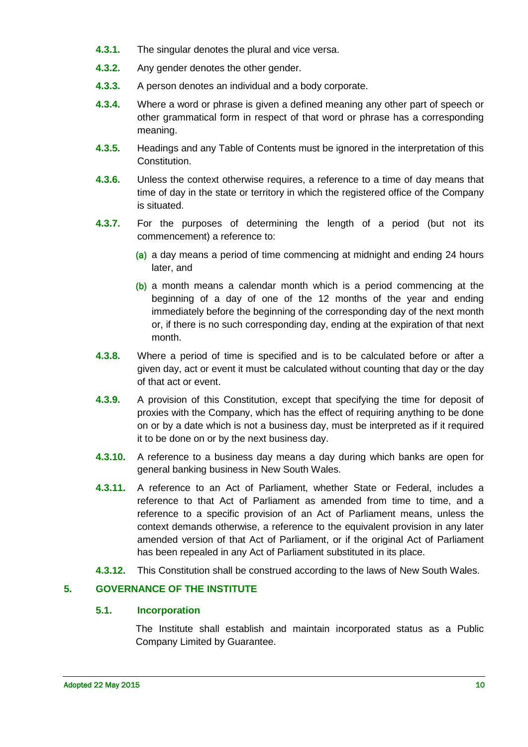**4.3.1.** The singular denotes the plural and vice versa.

**4.3.2.** Any gender denotes the other gender.

**4.3.3.** A person denotes an individual and a body corporate.

**4.3.4.** Where a word or phrase is given a defined meaning any other part of speech or other grammatical form in respect of that word or phrase has a corresponding meaning.

**4.3.5.** Headings and any Table of Contents must be ignored in the interpretation of this Constitution.

**4.3.6.** Unless the context otherwise requires, a reference to a time of day means that time of day in the state or territory in which the registered office of the Company is situated.

**4.3.7.** For the purposes of determining the length of a period (but not its commencement) a reference to:

(a) a day means a period of time commencing at midnight and ending 24 hours later, and

(b) a month means a calendar month which is a period commencing at the beginning of a day of one of the 12 months of the year and ending immediately before the beginning of the corresponding day of the next month or, if there is no such corresponding day, ending at the expiration of that next month.

**4.3.8.** Where a period of time is specified and is to be calculated before or after a given day, act or event it must be calculated without counting that day or the day of that act or event.

**4.3.9.** A provision of this Constitution, except that specifying the time for deposit of proxies with the Company, which has the effect of requiring anything to be done on or by a date which is not a business day, must be interpreted as if it required it to be done on or by the next business day.

**4.3.10.** A reference to a business day means a day during which banks are open for general banking business in New South Wales.

**4.3.11.** A reference to an Act of Parliament, whether State or Federal, includes a reference to that Act of Parliament as amended from time to time, and a reference to a specific provision of an Act of Parliament means, unless the context demands otherwise, a reference to the equivalent provision in any later amended version of that Act of Parliament, or if the original Act of Parliament has been repealed in any Act of Parliament substituted in its place.

**4.3.12.** This Constitution shall be construed according to the laws of New South Wales.

## 5. GOVERNANCE OF THE INSTITUTE

### 5.1. Incorporation

The Institute shall establish and maintain incorporated status as a Public Company Limited by Guarantee.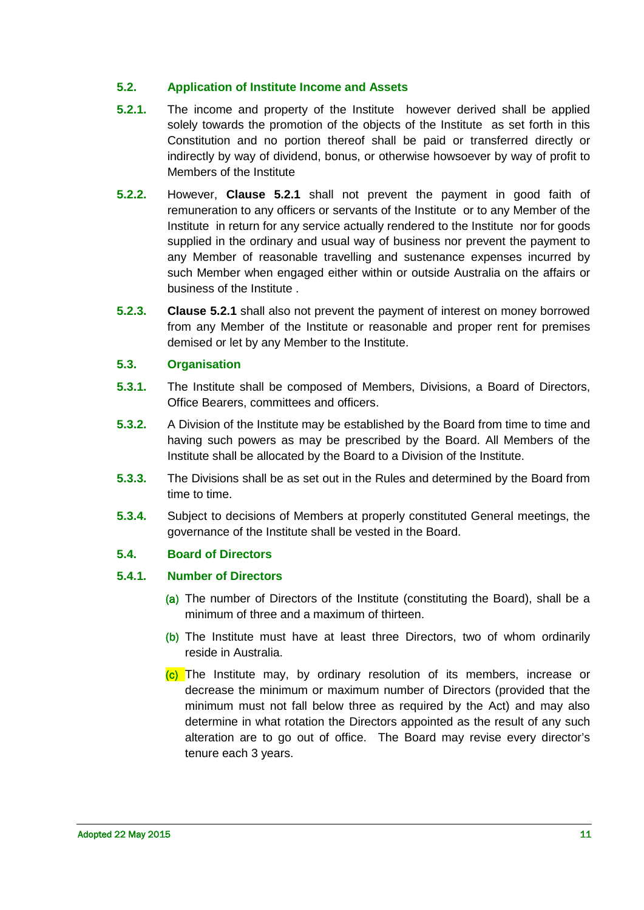### 5.2. Application of Institute Income and Assets

**5.2.1.** The income and property of the Institute however derived shall be applied solely towards the promotion of the objects of the Institute as set forth in this Constitution and no portion thereof shall be paid or transferred directly or indirectly by way of dividend, bonus, or otherwise howsoever by way of profit to Members of the Institute

**5.2.2.** However, **Clause 5.2.1** shall not prevent the payment in good faith of remuneration to any officers or servants of the Institute or to any Member of the Institute in return for any service actually rendered to the Institute nor for goods supplied in the ordinary and usual way of business nor prevent the payment to any Member of reasonable travelling and sustenance expenses incurred by such Member when engaged either within or outside Australia on the affairs or business of the Institute .

**5.2.3.** **Clause 5.2.1** shall also not prevent the payment of interest on money borrowed from any Member of the Institute or reasonable and proper rent for premises demised or let by any Member to the Institute.

### 5.3. Organisation

**5.3.1.** The Institute shall be composed of Members, Divisions, a Board of Directors, Office Bearers, committees and officers.

**5.3.2.** A Division of the Institute may be established by the Board from time to time and having such powers as may be prescribed by the Board. All Members of the Institute shall be allocated by the Board to a Division of the Institute.

**5.3.3.** The Divisions shall be as set out in the Rules and determined by the Board from time to time.

**5.3.4.** Subject to decisions of Members at properly constituted General meetings, the governance of the Institute shall be vested in the Board.

### 5.4. Board of Directors

#### 5.4.1. Number of Directors

(a) The number of Directors of the Institute (constituting the Board), shall be a minimum of three and a maximum of thirteen.

(b) The Institute must have at least three Directors, two of whom ordinarily reside in Australia.

(c) The Institute may, by ordinary resolution of its members, increase or decrease the minimum or maximum number of Directors (provided that the minimum must not fall below three as required by the Act) and may also determine in what rotation the Directors appointed as the result of any such alteration are to go out of office. The Board may revise every director's tenure each 3 years.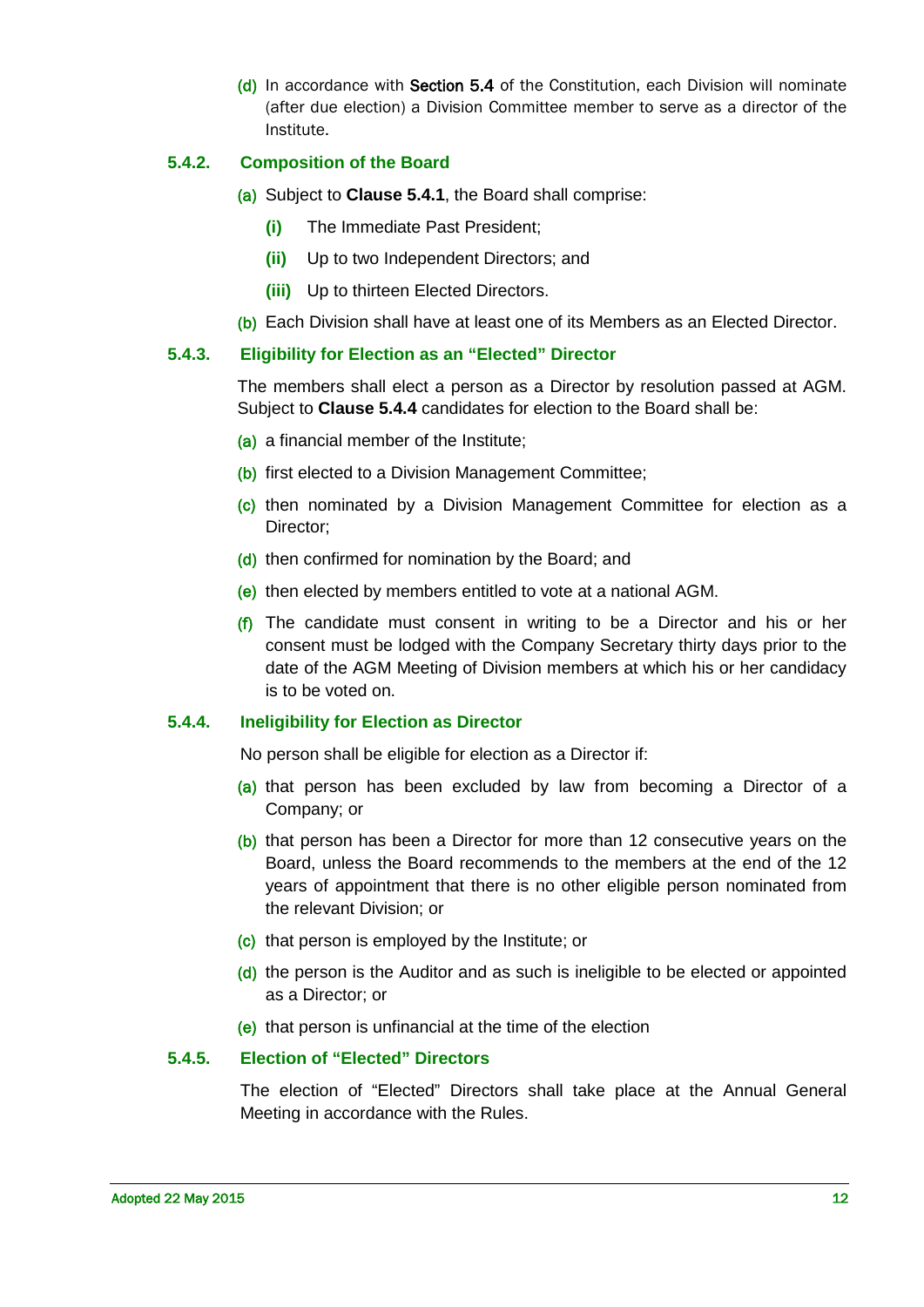(d) In accordance with **Section 5.4** of the Constitution, each Division will nominate (after due election) a Division Committee member to serve as a director of the Institute.

### 5.4.2. Composition of the Board

(a) Subject to **Clause 5.4.1**, the Board shall comprise:

- **(i)** The Immediate Past President;
- **(ii)** Up to two Independent Directors; and
- **(iii)** Up to thirteen Elected Directors.

(b) Each Division shall have at least one of its Members as an Elected Director.

### 5.4.3. Eligibility for Election as an "Elected" Director

The members shall elect a person as a Director by resolution passed at AGM. Subject to **Clause 5.4.4** candidates for election to the Board shall be:

(a) a financial member of the Institute;

(b) first elected to a Division Management Committee;

(c) then nominated by a Division Management Committee for election as a Director;

(d) then confirmed for nomination by the Board; and

(e) then elected by members entitled to vote at a national AGM.

(f) The candidate must consent in writing to be a Director and his or her consent must be lodged with the Company Secretary thirty days prior to the date of the AGM Meeting of Division members at which his or her candidacy is to be voted on.

### 5.4.4. Ineligibility for Election as Director

No person shall be eligible for election as a Director if:

(a) that person has been excluded by law from becoming a Director of a Company; or

(b) that person has been a Director for more than 12 consecutive years on the Board, unless the Board recommends to the members at the end of the 12 years of appointment that there is no other eligible person nominated from the relevant Division; or

(c) that person is employed by the Institute; or

(d) the person is the Auditor and as such is ineligible to be elected or appointed as a Director; or

(e) that person is unfinancial at the time of the election

### 5.4.5. Election of "Elected" Directors

The election of "Elected" Directors shall take place at the Annual General Meeting in accordance with the Rules.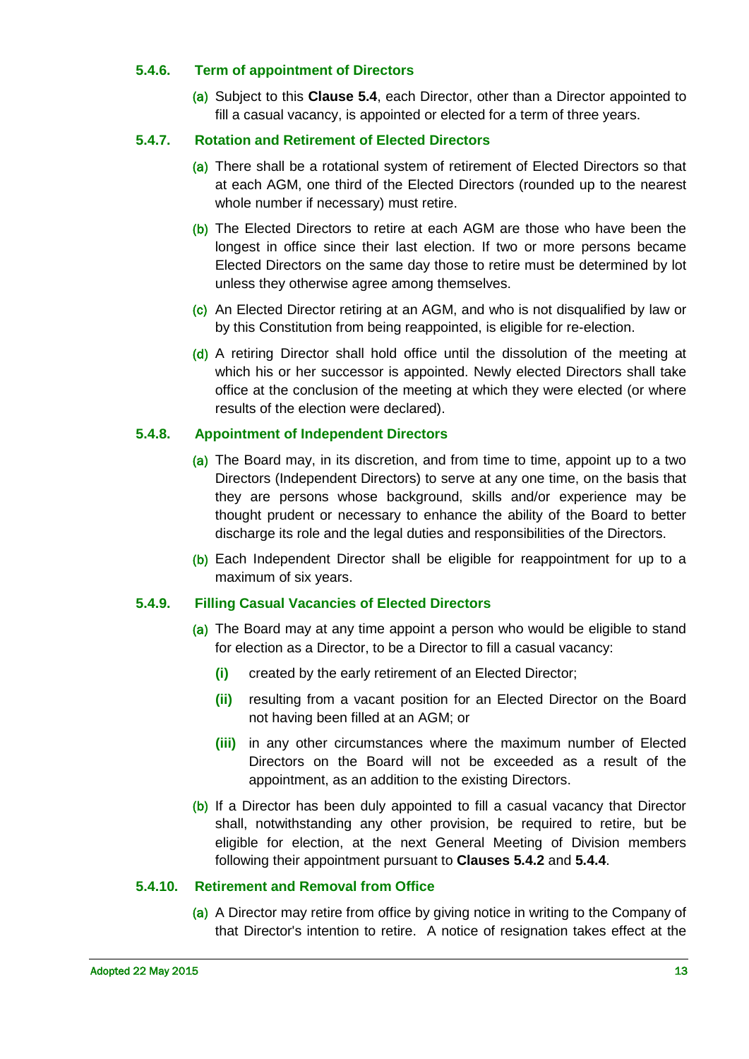#### 5.4.6. Term of appointment of Directors

(a) Subject to this **Clause 5.4**, each Director, other than a Director appointed to fill a casual vacancy, is appointed or elected for a term of three years.

#### 5.4.7. Rotation and Retirement of Elected Directors

(a) There shall be a rotational system of retirement of Elected Directors so that at each AGM, one third of the Elected Directors (rounded up to the nearest whole number if necessary) must retire.

(b) The Elected Directors to retire at each AGM are those who have been the longest in office since their last election. If two or more persons became Elected Directors on the same day those to retire must be determined by lot unless they otherwise agree among themselves.

(c) An Elected Director retiring at an AGM, and who is not disqualified by law or by this Constitution from being reappointed, is eligible for re-election.

(d) A retiring Director shall hold office until the dissolution of the meeting at which his or her successor is appointed. Newly elected Directors shall take office at the conclusion of the meeting at which they were elected (or where results of the election were declared).

#### 5.4.8. Appointment of Independent Directors

(a) The Board may, in its discretion, and from time to time, appoint up to a two Directors (Independent Directors) to serve at any one time, on the basis that they are persons whose background, skills and/or experience may be thought prudent or necessary to enhance the ability of the Board to better discharge its role and the legal duties and responsibilities of the Directors.

(b) Each Independent Director shall be eligible for reappointment for up to a maximum of six years.

#### 5.4.9. Filling Casual Vacancies of Elected Directors

(a) The Board may at any time appoint a person who would be eligible to stand for election as a Director, to be a Director to fill a casual vacancy:

   **(i)** created by the early retirement of an Elected Director;

   **(ii)** resulting from a vacant position for an Elected Director on the Board not having been filled at an AGM; or

   **(iii)** in any other circumstances where the maximum number of Elected Directors on the Board will not be exceeded as a result of the appointment, as an addition to the existing Directors.

(b) If a Director has been duly appointed to fill a casual vacancy that Director shall, notwithstanding any other provision, be required to retire, but be eligible for election, at the next General Meeting of Division members following their appointment pursuant to **Clauses 5.4.2** and **5.4.4**.

#### 5.4.10. Retirement and Removal from Office

(a) A Director may retire from office by giving notice in writing to the Company of that Director's intention to retire. A notice of resignation takes effect at the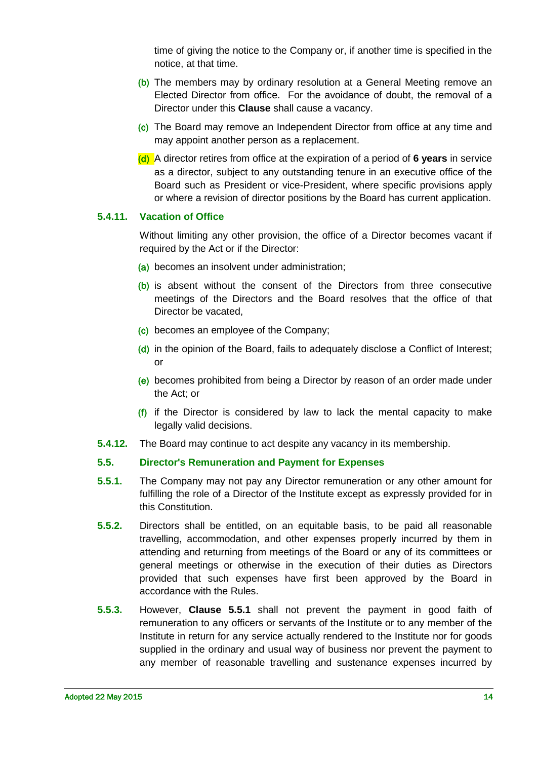time of giving the notice to the Company or, if another time is specified in the notice, at that time.

(b) The members may by ordinary resolution at a General Meeting remove an Elected Director from office. For the avoidance of doubt, the removal of a Director under this **Clause** shall cause a vacancy.

(c) The Board may remove an Independent Director from office at any time and may appoint another person as a replacement.

(d) A director retires from office at the expiration of a period of **6 years** in service as a director, subject to any outstanding tenure in an executive office of the Board such as President or vice-President, where specific provisions apply or where a revision of director positions by the Board has current application.

### 5.4.11. Vacation of Office

Without limiting any other provision, the office of a Director becomes vacant if required by the Act or if the Director:

(a) becomes an insolvent under administration;

(b) is absent without the consent of the Directors from three consecutive meetings of the Directors and the Board resolves that the office of that Director be vacated,

(c) becomes an employee of the Company;

(d) in the opinion of the Board, fails to adequately disclose a Conflict of Interest; or

(e) becomes prohibited from being a Director by reason of an order made under the Act; or

(f) if the Director is considered by law to lack the mental capacity to make legally valid decisions.

**5.4.12.** The Board may continue to act despite any vacancy in its membership.

## 5.5. Director's Remuneration and Payment for Expenses

**5.5.1.** The Company may not pay any Director remuneration or any other amount for fulfilling the role of a Director of the Institute except as expressly provided for in this Constitution.

**5.5.2.** Directors shall be entitled, on an equitable basis, to be paid all reasonable travelling, accommodation, and other expenses properly incurred by them in attending and returning from meetings of the Board or any of its committees or general meetings or otherwise in the execution of their duties as Directors provided that such expenses have first been approved by the Board in accordance with the Rules.

**5.5.3.** However, **Clause 5.5.1** shall not prevent the payment in good faith of remuneration to any officers or servants of the Institute or to any member of the Institute in return for any service actually rendered to the Institute nor for goods supplied in the ordinary and usual way of business nor prevent the payment to any member of reasonable travelling and sustenance expenses incurred by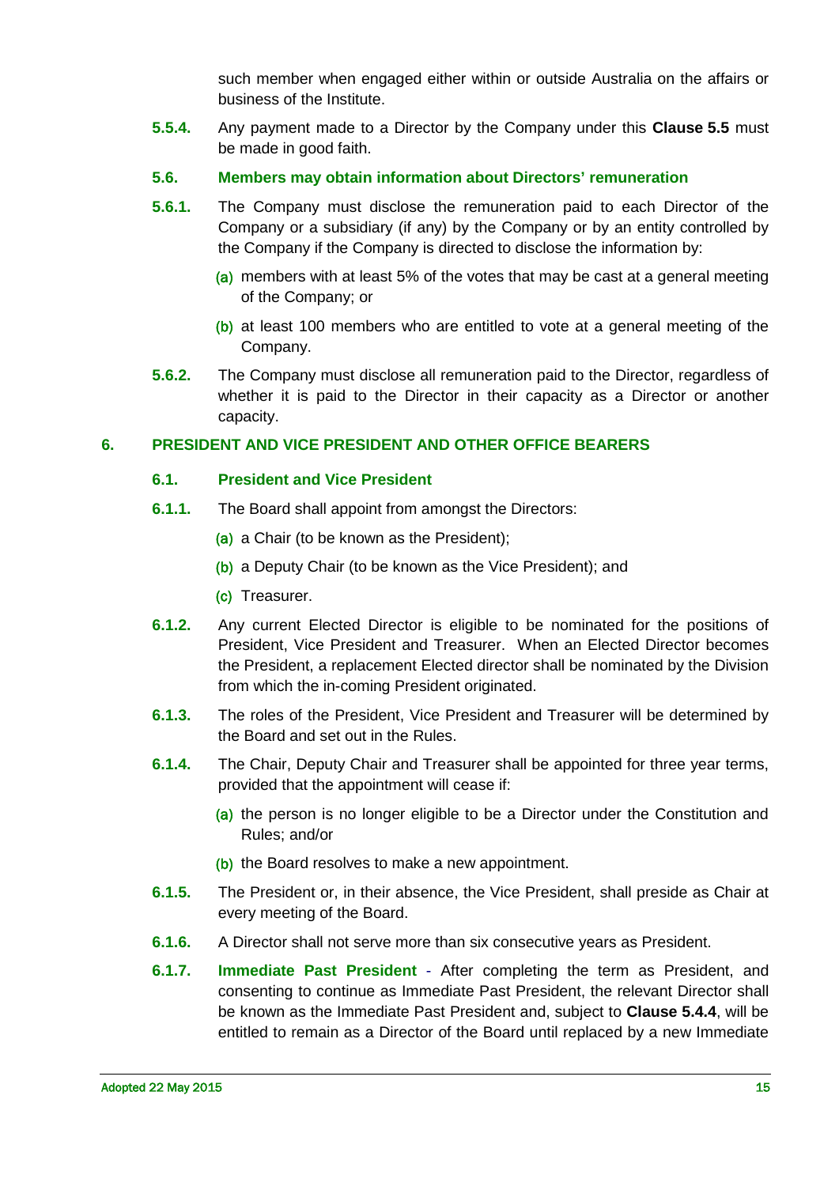such member when engaged either within or outside Australia on the affairs or business of the Institute.

**5.5.4.** Any payment made to a Director by the Company under this **Clause 5.5** must be made in good faith.

### 5.6. Members may obtain information about Directors' remuneration

**5.6.1.** The Company must disclose the remuneration paid to each Director of the Company or a subsidiary (if any) by the Company or by an entity controlled by the Company if the Company is directed to disclose the information by:

(a) members with at least 5% of the votes that may be cast at a general meeting of the Company; or

(b) at least 100 members who are entitled to vote at a general meeting of the Company.

**5.6.2.** The Company must disclose all remuneration paid to the Director, regardless of whether it is paid to the Director in their capacity as a Director or another capacity.

## 6. PRESIDENT AND VICE PRESIDENT AND OTHER OFFICE BEARERS

### 6.1. President and Vice President

**6.1.1.** The Board shall appoint from amongst the Directors:

(a) a Chair (to be known as the President);

(b) a Deputy Chair (to be known as the Vice President); and

(c) Treasurer.

**6.1.2.** Any current Elected Director is eligible to be nominated for the positions of President, Vice President and Treasurer. When an Elected Director becomes the President, a replacement Elected director shall be nominated by the Division from which the in-coming President originated.

**6.1.3.** The roles of the President, Vice President and Treasurer will be determined by the Board and set out in the Rules.

**6.1.4.** The Chair, Deputy Chair and Treasurer shall be appointed for three year terms, provided that the appointment will cease if:

(a) the person is no longer eligible to be a Director under the Constitution and Rules; and/or

(b) the Board resolves to make a new appointment.

**6.1.5.** The President or, in their absence, the Vice President, shall preside as Chair at every meeting of the Board.

**6.1.6.** A Director shall not serve more than six consecutive years as President.

**6.1.7.** **Immediate Past President** - After completing the term as President, and consenting to continue as Immediate Past President, the relevant Director shall be known as the Immediate Past President and, subject to **Clause 5.4.4**, will be entitled to remain as a Director of the Board until replaced by a new Immediate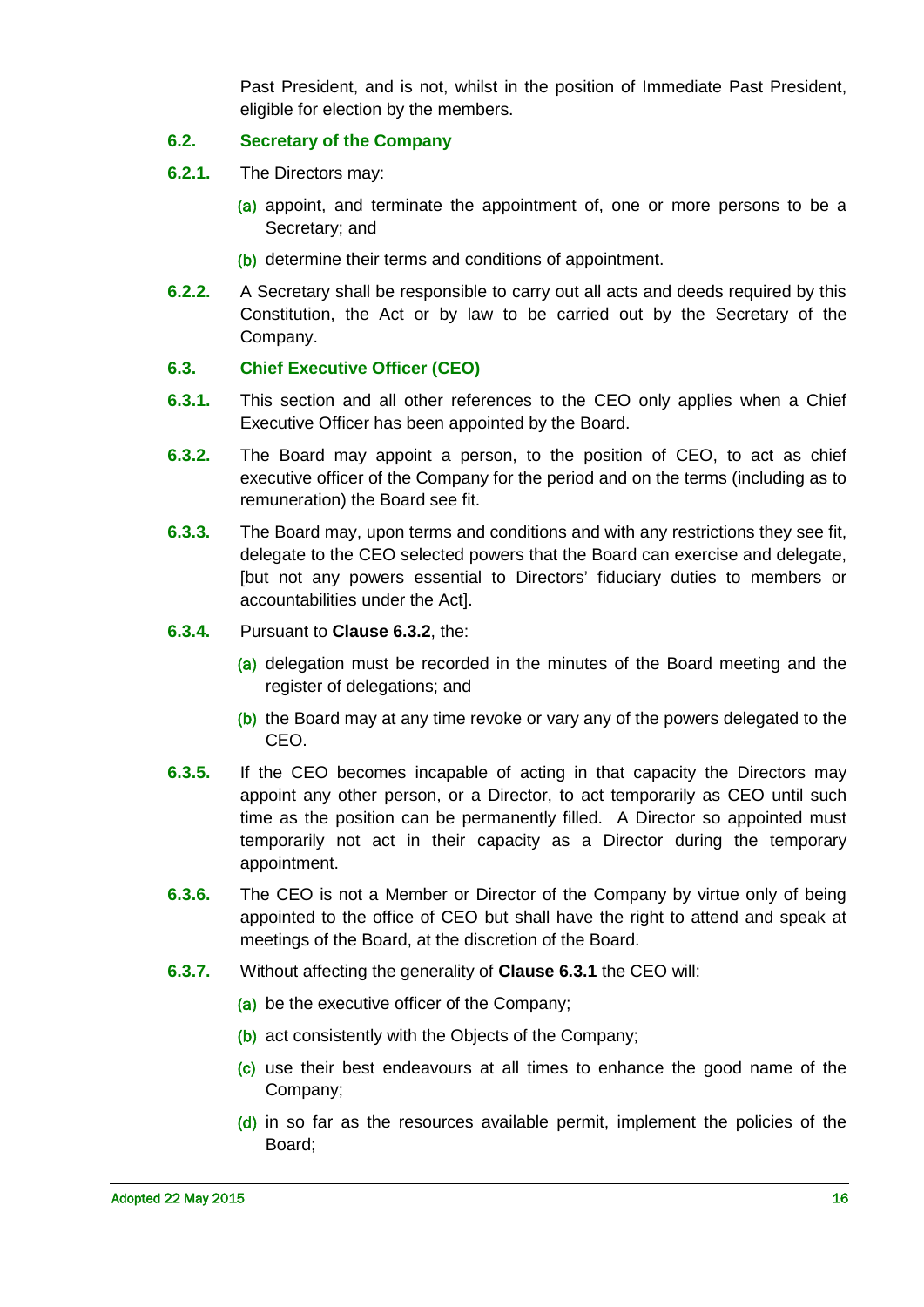Past President, and is not, whilst in the position of Immediate Past President, eligible for election by the members.

### 6.2. Secretary of the Company

**6.2.1.** The Directors may:

(a) appoint, and terminate the appointment of, one or more persons to be a Secretary; and

(b) determine their terms and conditions of appointment.

**6.2.2.** A Secretary shall be responsible to carry out all acts and deeds required by this Constitution, the Act or by law to be carried out by the Secretary of the Company.

### 6.3. Chief Executive Officer (CEO)

**6.3.1.** This section and all other references to the CEO only applies when a Chief Executive Officer has been appointed by the Board.

**6.3.2.** The Board may appoint a person, to the position of CEO, to act as chief executive officer of the Company for the period and on the terms (including as to remuneration) the Board see fit.

**6.3.3.** The Board may, upon terms and conditions and with any restrictions they see fit, delegate to the CEO selected powers that the Board can exercise and delegate, [but not any powers essential to Directors' fiduciary duties to members or accountabilities under the Act].

**6.3.4.** Pursuant to **Clause 6.3.2**, the:

(a) delegation must be recorded in the minutes of the Board meeting and the register of delegations; and

(b) the Board may at any time revoke or vary any of the powers delegated to the CEO.

**6.3.5.** If the CEO becomes incapable of acting in that capacity the Directors may appoint any other person, or a Director, to act temporarily as CEO until such time as the position can be permanently filled. A Director so appointed must temporarily not act in their capacity as a Director during the temporary appointment.

**6.3.6.** The CEO is not a Member or Director of the Company by virtue only of being appointed to the office of CEO but shall have the right to attend and speak at meetings of the Board, at the discretion of the Board.

**6.3.7.** Without affecting the generality of **Clause 6.3.1** the CEO will:

(a) be the executive officer of the Company;

(b) act consistently with the Objects of the Company;

(c) use their best endeavours at all times to enhance the good name of the Company;

(d) in so far as the resources available permit, implement the policies of the Board;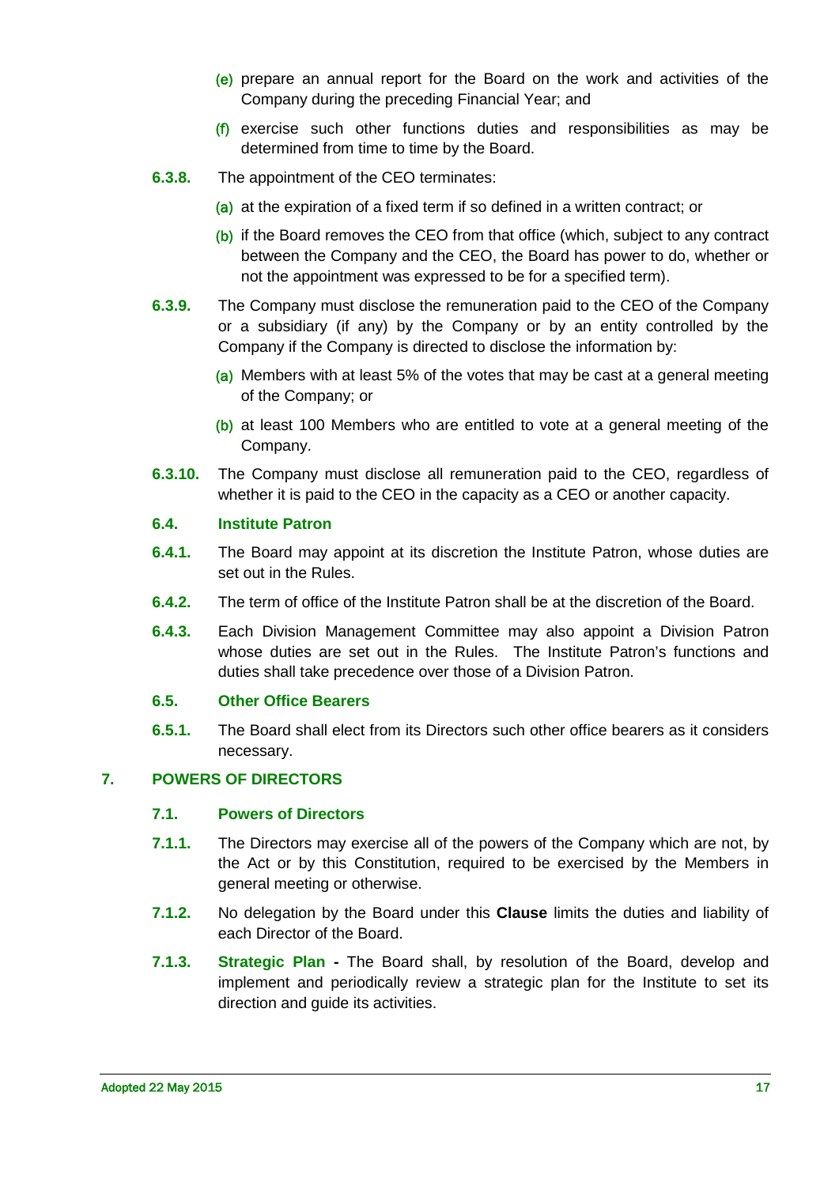(e) prepare an annual report for the Board on the work and activities of the Company during the preceding Financial Year; and

(f) exercise such other functions duties and responsibilities as may be determined from time to time by the Board.

**6.3.8.** The appointment of the CEO terminates:

(a) at the expiration of a fixed term if so defined in a written contract; or

(b) if the Board removes the CEO from that office (which, subject to any contract between the Company and the CEO, the Board has power to do, whether or not the appointment was expressed to be for a specified term).

**6.3.9.** The Company must disclose the remuneration paid to the CEO of the Company or a subsidiary (if any) by the Company or by an entity controlled by the Company if the Company is directed to disclose the information by:

(a) Members with at least 5% of the votes that may be cast at a general meeting of the Company; or

(b) at least 100 Members who are entitled to vote at a general meeting of the Company.

**6.3.10.** The Company must disclose all remuneration paid to the CEO, regardless of whether it is paid to the CEO in the capacity as a CEO or another capacity.

### 6.4. Institute Patron

**6.4.1.** The Board may appoint at its discretion the Institute Patron, whose duties are set out in the Rules.

**6.4.2.** The term of office of the Institute Patron shall be at the discretion of the Board.

**6.4.3.** Each Division Management Committee may also appoint a Division Patron whose duties are set out in the Rules. The Institute Patron's functions and duties shall take precedence over those of a Division Patron.

### 6.5. Other Office Bearers

**6.5.1.** The Board shall elect from its Directors such other office bearers as it considers necessary.

## 7. POWERS OF DIRECTORS

### 7.1. Powers of Directors

**7.1.1.** The Directors may exercise all of the powers of the Company which are not, by the Act or by this Constitution, required to be exercised by the Members in general meeting or otherwise.

**7.1.2.** No delegation by the Board under this **Clause** limits the duties and liability of each Director of the Board.

**7.1.3.** **Strategic Plan -** The Board shall, by resolution of the Board, develop and implement and periodically review a strategic plan for the Institute to set its direction and guide its activities.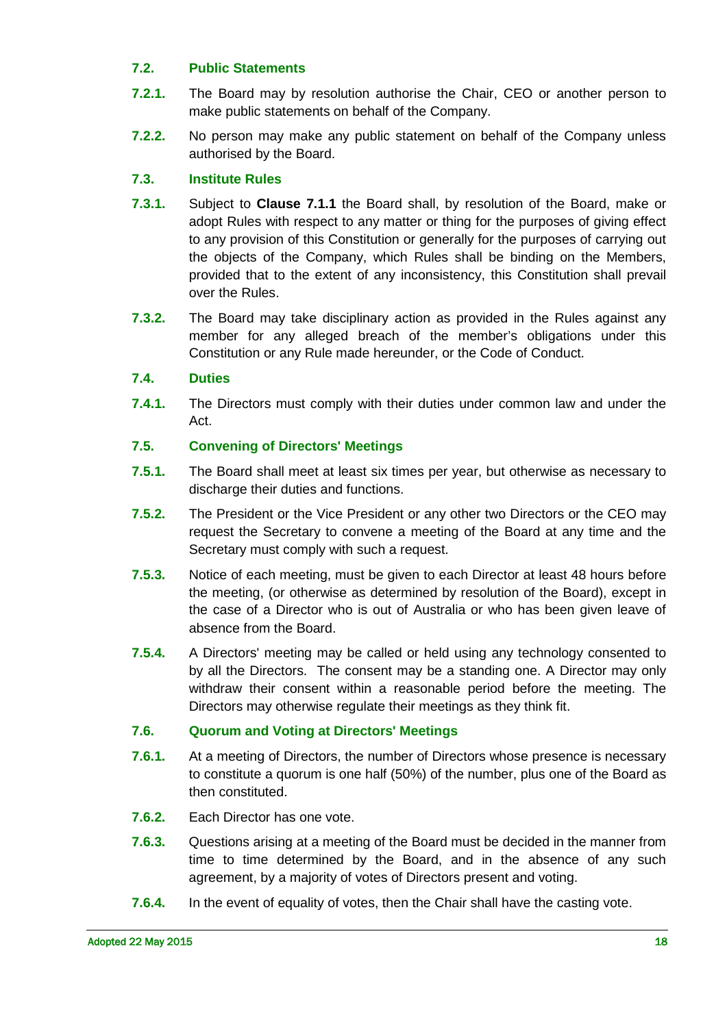### 7.2. Public Statements

**7.2.1.** The Board may by resolution authorise the Chair, CEO or another person to make public statements on behalf of the Company.

**7.2.2.** No person may make any public statement on behalf of the Company unless authorised by the Board.

### 7.3. Institute Rules

**7.3.1.** Subject to **Clause 7.1.1** the Board shall, by resolution of the Board, make or adopt Rules with respect to any matter or thing for the purposes of giving effect to any provision of this Constitution or generally for the purposes of carrying out the objects of the Company, which Rules shall be binding on the Members, provided that to the extent of any inconsistency, this Constitution shall prevail over the Rules.

**7.3.2.** The Board may take disciplinary action as provided in the Rules against any member for any alleged breach of the member's obligations under this Constitution or any Rule made hereunder, or the Code of Conduct.

### 7.4. Duties

**7.4.1.** The Directors must comply with their duties under common law and under the Act.

### 7.5. Convening of Directors' Meetings

**7.5.1.** The Board shall meet at least six times per year, but otherwise as necessary to discharge their duties and functions.

**7.5.2.** The President or the Vice President or any other two Directors or the CEO may request the Secretary to convene a meeting of the Board at any time and the Secretary must comply with such a request.

**7.5.3.** Notice of each meeting, must be given to each Director at least 48 hours before the meeting, (or otherwise as determined by resolution of the Board), except in the case of a Director who is out of Australia or who has been given leave of absence from the Board.

**7.5.4.** A Directors' meeting may be called or held using any technology consented to by all the Directors. The consent may be a standing one. A Director may only withdraw their consent within a reasonable period before the meeting. The Directors may otherwise regulate their meetings as they think fit.

### 7.6. Quorum and Voting at Directors' Meetings

**7.6.1.** At a meeting of Directors, the number of Directors whose presence is necessary to constitute a quorum is one half (50%) of the number, plus one of the Board as then constituted.

**7.6.2.** Each Director has one vote.

**7.6.3.** Questions arising at a meeting of the Board must be decided in the manner from time to time determined by the Board, and in the absence of any such agreement, by a majority of votes of Directors present and voting.

**7.6.4.** In the event of equality of votes, then the Chair shall have the casting vote.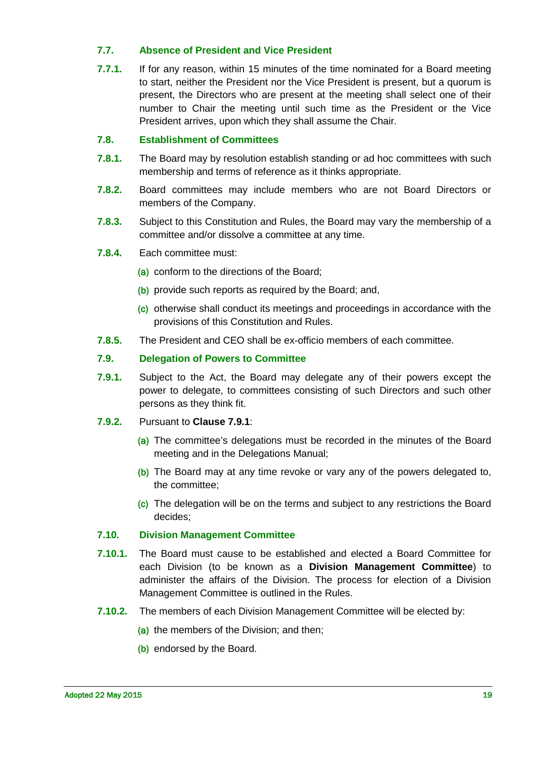### 7.7. Absence of President and Vice President

**7.7.1.** If for any reason, within 15 minutes of the time nominated for a Board meeting to start, neither the President nor the Vice President is present, but a quorum is present, the Directors who are present at the meeting shall select one of their number to Chair the meeting until such time as the President or the Vice President arrives, upon which they shall assume the Chair.

### 7.8. Establishment of Committees

**7.8.1.** The Board may by resolution establish standing or ad hoc committees with such membership and terms of reference as it thinks appropriate.

**7.8.2.** Board committees may include members who are not Board Directors or members of the Company.

**7.8.3.** Subject to this Constitution and Rules, the Board may vary the membership of a committee and/or dissolve a committee at any time.

**7.8.4.** Each committee must:

(a) conform to the directions of the Board;

(b) provide such reports as required by the Board; and,

(c) otherwise shall conduct its meetings and proceedings in accordance with the provisions of this Constitution and Rules.

**7.8.5.** The President and CEO shall be ex-officio members of each committee.

### 7.9. Delegation of Powers to Committee

**7.9.1.** Subject to the Act, the Board may delegate any of their powers except the power to delegate, to committees consisting of such Directors and such other persons as they think fit.

**7.9.2.** Pursuant to **Clause 7.9.1**:

(a) The committee's delegations must be recorded in the minutes of the Board meeting and in the Delegations Manual;

(b) The Board may at any time revoke or vary any of the powers delegated to, the committee;

(c) The delegation will be on the terms and subject to any restrictions the Board decides;

### 7.10. Division Management Committee

**7.10.1.** The Board must cause to be established and elected a Board Committee for each Division (to be known as a **Division Management Committee**) to administer the affairs of the Division. The process for election of a Division Management Committee is outlined in the Rules.

**7.10.2.** The members of each Division Management Committee will be elected by:

(a) the members of the Division; and then;

(b) endorsed by the Board.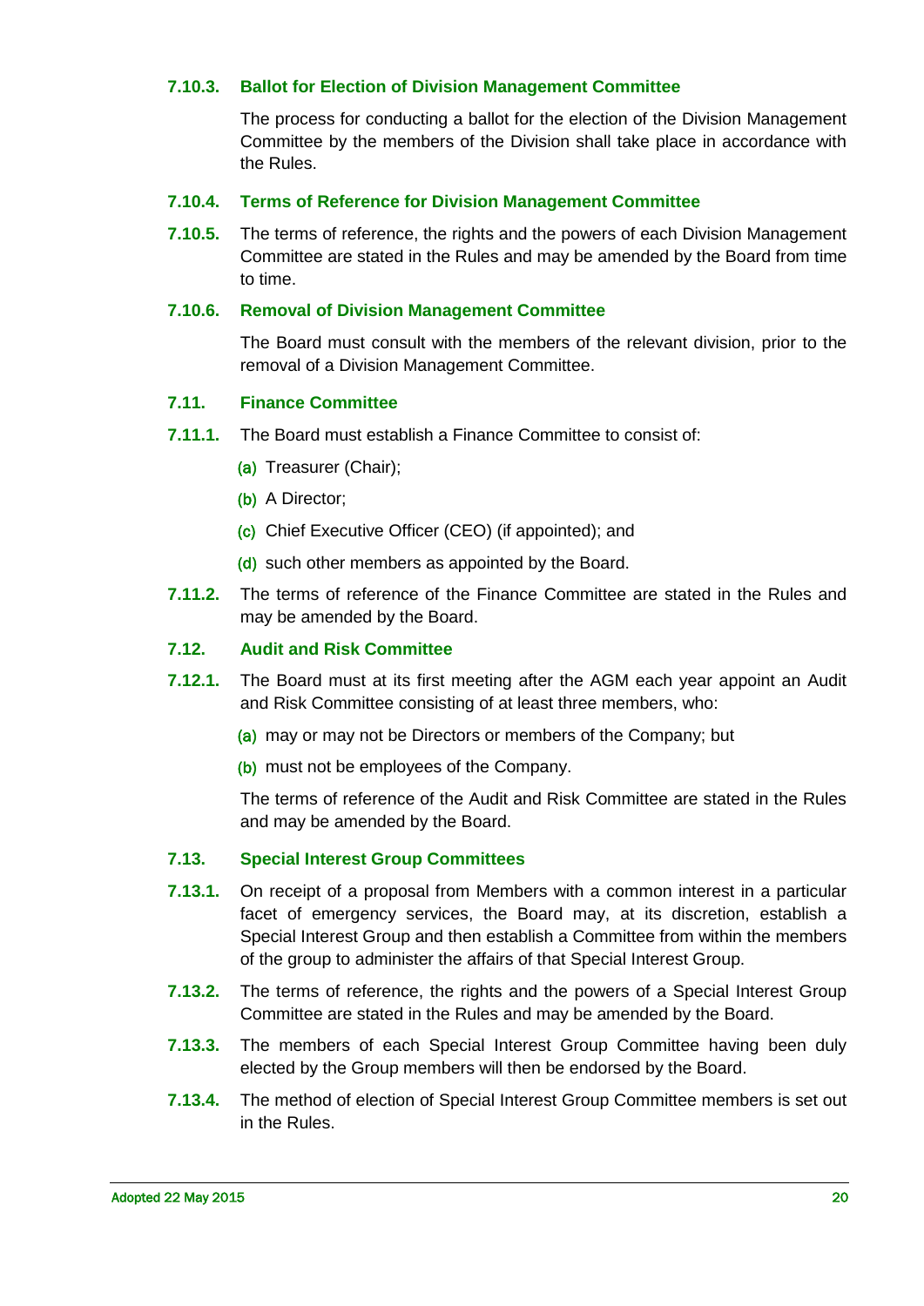#### 7.10.3. Ballot for Election of Division Management Committee

The process for conducting a ballot for the election of the Division Management Committee by the members of the Division shall take place in accordance with the Rules.

#### 7.10.4. Terms of Reference for Division Management Committee

**7.10.5.** The terms of reference, the rights and the powers of each Division Management Committee are stated in the Rules and may be amended by the Board from time to time.

#### 7.10.6. Removal of Division Management Committee

The Board must consult with the members of the relevant division, prior to the removal of a Division Management Committee.

### 7.11. Finance Committee

**7.11.1.** The Board must establish a Finance Committee to consist of:

(a) Treasurer (Chair);

(b) A Director;

(c) Chief Executive Officer (CEO) (if appointed); and

(d) such other members as appointed by the Board.

**7.11.2.** The terms of reference of the Finance Committee are stated in the Rules and may be amended by the Board.

### 7.12. Audit and Risk Committee

**7.12.1.** The Board must at its first meeting after the AGM each year appoint an Audit and Risk Committee consisting of at least three members, who:

(a) may or may not be Directors or members of the Company; but

(b) must not be employees of the Company.

The terms of reference of the Audit and Risk Committee are stated in the Rules and may be amended by the Board.

### 7.13. Special Interest Group Committees

**7.13.1.** On receipt of a proposal from Members with a common interest in a particular facet of emergency services, the Board may, at its discretion, establish a Special Interest Group and then establish a Committee from within the members of the group to administer the affairs of that Special Interest Group.

**7.13.2.** The terms of reference, the rights and the powers of a Special Interest Group Committee are stated in the Rules and may be amended by the Board.

**7.13.3.** The members of each Special Interest Group Committee having been duly elected by the Group members will then be endorsed by the Board.

**7.13.4.** The method of election of Special Interest Group Committee members is set out in the Rules.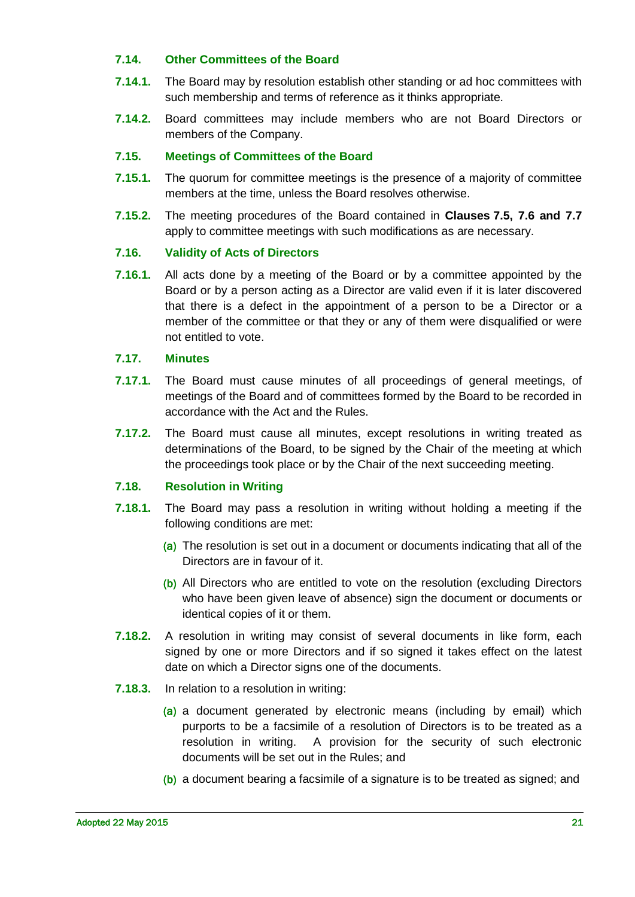### 7.14. Other Committees of the Board

**7.14.1.** The Board may by resolution establish other standing or ad hoc committees with such membership and terms of reference as it thinks appropriate.

**7.14.2.** Board committees may include members who are not Board Directors or members of the Company.

### 7.15. Meetings of Committees of the Board

**7.15.1.** The quorum for committee meetings is the presence of a majority of committee members at the time, unless the Board resolves otherwise.

**7.15.2.** The meeting procedures of the Board contained in **Clauses 7.5, 7.6 and 7.7** apply to committee meetings with such modifications as are necessary.

### 7.16. Validity of Acts of Directors

**7.16.1.** All acts done by a meeting of the Board or by a committee appointed by the Board or by a person acting as a Director are valid even if it is later discovered that there is a defect in the appointment of a person to be a Director or a member of the committee or that they or any of them were disqualified or were not entitled to vote.

### 7.17. Minutes

**7.17.1.** The Board must cause minutes of all proceedings of general meetings, of meetings of the Board and of committees formed by the Board to be recorded in accordance with the Act and the Rules.

**7.17.2.** The Board must cause all minutes, except resolutions in writing treated as determinations of the Board, to be signed by the Chair of the meeting at which the proceedings took place or by the Chair of the next succeeding meeting.

### 7.18. Resolution in Writing

**7.18.1.** The Board may pass a resolution in writing without holding a meeting if the following conditions are met:

(a) The resolution is set out in a document or documents indicating that all of the Directors are in favour of it.

(b) All Directors who are entitled to vote on the resolution (excluding Directors who have been given leave of absence) sign the document or documents or identical copies of it or them.

**7.18.2.** A resolution in writing may consist of several documents in like form, each signed by one or more Directors and if so signed it takes effect on the latest date on which a Director signs one of the documents.

**7.18.3.** In relation to a resolution in writing:

(a) a document generated by electronic means (including by email) which purports to be a facsimile of a resolution of Directors is to be treated as a resolution in writing. A provision for the security of such electronic documents will be set out in the Rules; and

(b) a document bearing a facsimile of a signature is to be treated as signed; and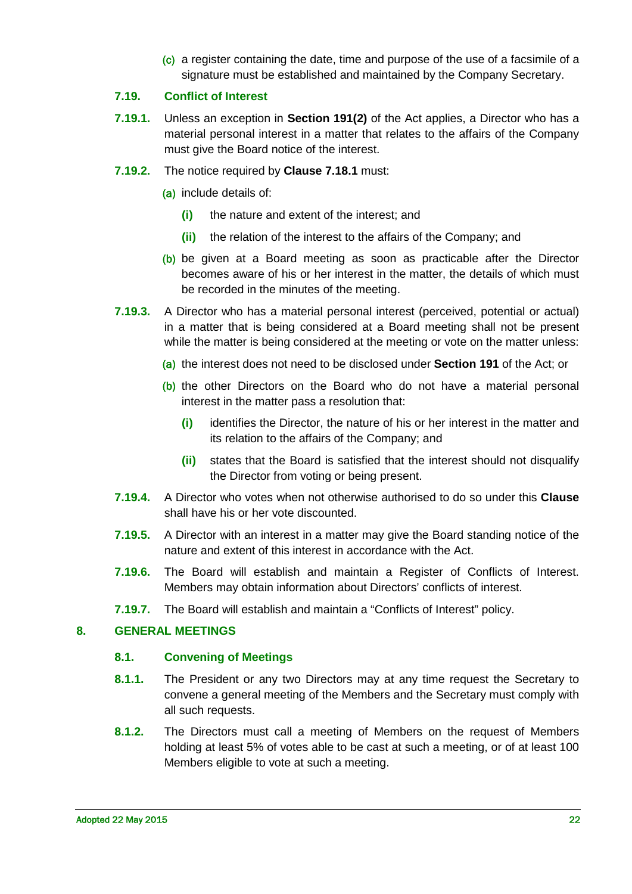(c) a register containing the date, time and purpose of the use of a facsimile of a signature must be established and maintained by the Company Secretary.

### 7.19. Conflict of Interest

**7.19.1.** Unless an exception in **Section 191(2)** of the Act applies, a Director who has a material personal interest in a matter that relates to the affairs of the Company must give the Board notice of the interest.

**7.19.2.** The notice required by **Clause 7.18.1** must:

(a) include details of:

   **(i)** the nature and extent of the interest; and

   **(ii)** the relation of the interest to the affairs of the Company; and

(b) be given at a Board meeting as soon as practicable after the Director becomes aware of his or her interest in the matter, the details of which must be recorded in the minutes of the meeting.

**7.19.3.** A Director who has a material personal interest (perceived, potential or actual) in a matter that is being considered at a Board meeting shall not be present while the matter is being considered at the meeting or vote on the matter unless:

(a) the interest does not need to be disclosed under **Section 191** of the Act; or

(b) the other Directors on the Board who do not have a material personal interest in the matter pass a resolution that:

   **(i)** identifies the Director, the nature of his or her interest in the matter and its relation to the affairs of the Company; and

   **(ii)** states that the Board is satisfied that the interest should not disqualify the Director from voting or being present.

**7.19.4.** A Director who votes when not otherwise authorised to do so under this **Clause** shall have his or her vote discounted.

**7.19.5.** A Director with an interest in a matter may give the Board standing notice of the nature and extent of this interest in accordance with the Act.

**7.19.6.** The Board will establish and maintain a Register of Conflicts of Interest. Members may obtain information about Directors' conflicts of interest.

**7.19.7.** The Board will establish and maintain a "Conflicts of Interest" policy.

## 8. GENERAL MEETINGS

### 8.1. Convening of Meetings

**8.1.1.** The President or any two Directors may at any time request the Secretary to convene a general meeting of the Members and the Secretary must comply with all such requests.

**8.1.2.** The Directors must call a meeting of Members on the request of Members holding at least 5% of votes able to be cast at such a meeting, or of at least 100 Members eligible to vote at such a meeting.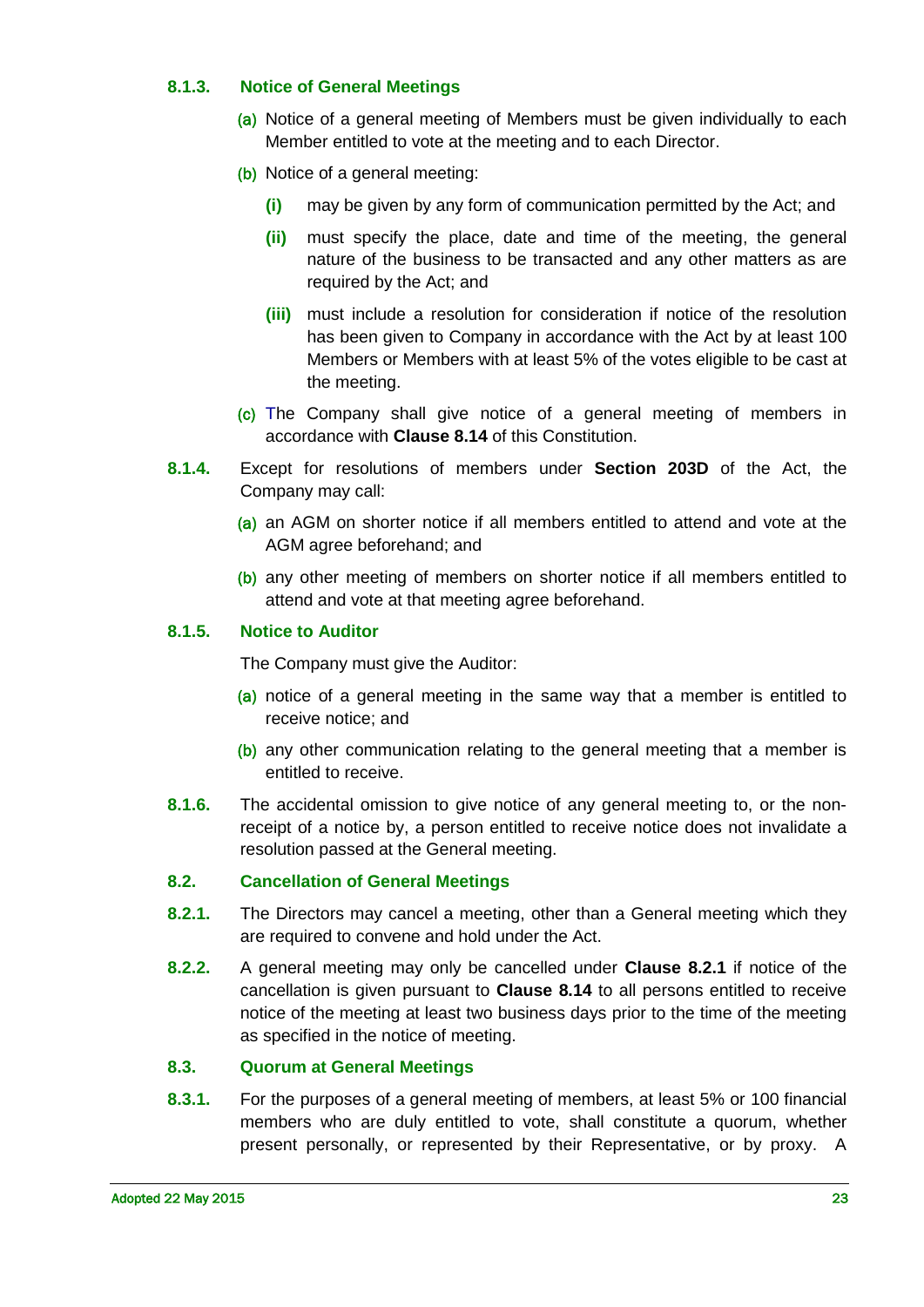### 8.1.3. Notice of General Meetings

(a) Notice of a general meeting of Members must be given individually to each Member entitled to vote at the meeting and to each Director.

(b) Notice of a general meeting:

  **(i)** may be given by any form of communication permitted by the Act; and

  **(ii)** must specify the place, date and time of the meeting, the general nature of the business to be transacted and any other matters as are required by the Act; and

  **(iii)** must include a resolution for consideration if notice of the resolution has been given to Company in accordance with the Act by at least 100 Members or Members with at least 5% of the votes eligible to be cast at the meeting.

(c) The Company shall give notice of a general meeting of members in accordance with **Clause 8.14** of this Constitution.

**8.1.4.** Except for resolutions of members under **Section 203D** of the Act, the Company may call:

(a) an AGM on shorter notice if all members entitled to attend and vote at the AGM agree beforehand; and

(b) any other meeting of members on shorter notice if all members entitled to attend and vote at that meeting agree beforehand.

### 8.1.5. Notice to Auditor

The Company must give the Auditor:

(a) notice of a general meeting in the same way that a member is entitled to receive notice; and

(b) any other communication relating to the general meeting that a member is entitled to receive.

**8.1.6.** The accidental omission to give notice of any general meeting to, or the non-receipt of a notice by, a person entitled to receive notice does not invalidate a resolution passed at the General meeting.

## 8.2. Cancellation of General Meetings

**8.2.1.** The Directors may cancel a meeting, other than a General meeting which they are required to convene and hold under the Act.

**8.2.2.** A general meeting may only be cancelled under **Clause 8.2.1** if notice of the cancellation is given pursuant to **Clause 8.14** to all persons entitled to receive notice of the meeting at least two business days prior to the time of the meeting as specified in the notice of meeting.

## 8.3. Quorum at General Meetings

**8.3.1.** For the purposes of a general meeting of members, at least 5% or 100 financial members who are duly entitled to vote, shall constitute a quorum, whether present personally, or represented by their Representative, or by proxy. A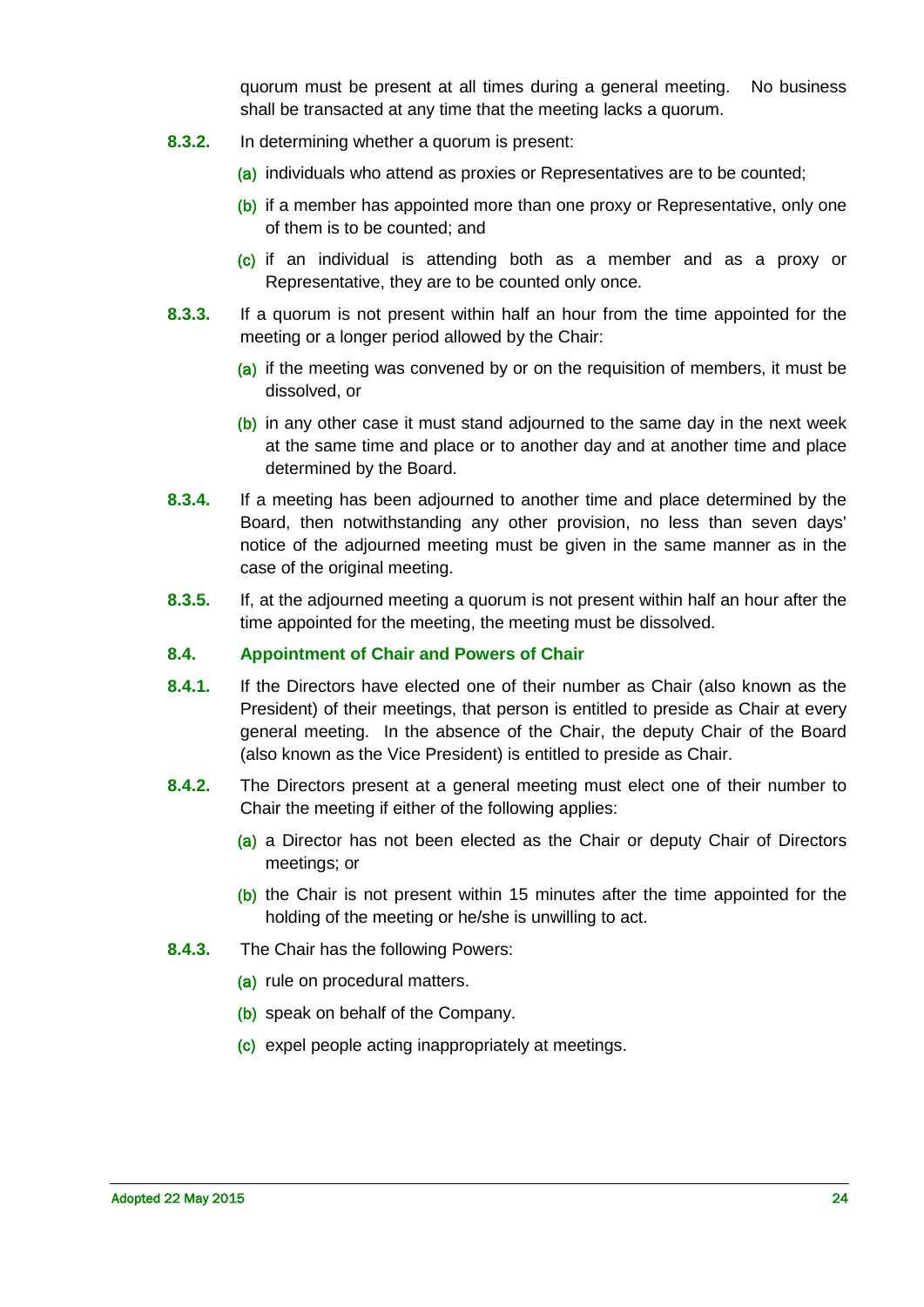quorum must be present at all times during a general meeting. No business shall be transacted at any time that the meeting lacks a quorum.

**8.3.2.** In determining whether a quorum is present:

(a) individuals who attend as proxies or Representatives are to be counted;

(b) if a member has appointed more than one proxy or Representative, only one of them is to be counted; and

(c) if an individual is attending both as a member and as a proxy or Representative, they are to be counted only once.

**8.3.3.** If a quorum is not present within half an hour from the time appointed for the meeting or a longer period allowed by the Chair:

(a) if the meeting was convened by or on the requisition of members, it must be dissolved, or

(b) in any other case it must stand adjourned to the same day in the next week at the same time and place or to another day and at another time and place determined by the Board.

**8.3.4.** If a meeting has been adjourned to another time and place determined by the Board, then notwithstanding any other provision, no less than seven days' notice of the adjourned meeting must be given in the same manner as in the case of the original meeting.

**8.3.5.** If, at the adjourned meeting a quorum is not present within half an hour after the time appointed for the meeting, the meeting must be dissolved.

### 8.4. Appointment of Chair and Powers of Chair

**8.4.1.** If the Directors have elected one of their number as Chair (also known as the President) of their meetings, that person is entitled to preside as Chair at every general meeting. In the absence of the Chair, the deputy Chair of the Board (also known as the Vice President) is entitled to preside as Chair.

**8.4.2.** The Directors present at a general meeting must elect one of their number to Chair the meeting if either of the following applies:

(a) a Director has not been elected as the Chair or deputy Chair of Directors meetings; or

(b) the Chair is not present within 15 minutes after the time appointed for the holding of the meeting or he/she is unwilling to act.

**8.4.3.** The Chair has the following Powers:

(a) rule on procedural matters.

(b) speak on behalf of the Company.

(c) expel people acting inappropriately at meetings.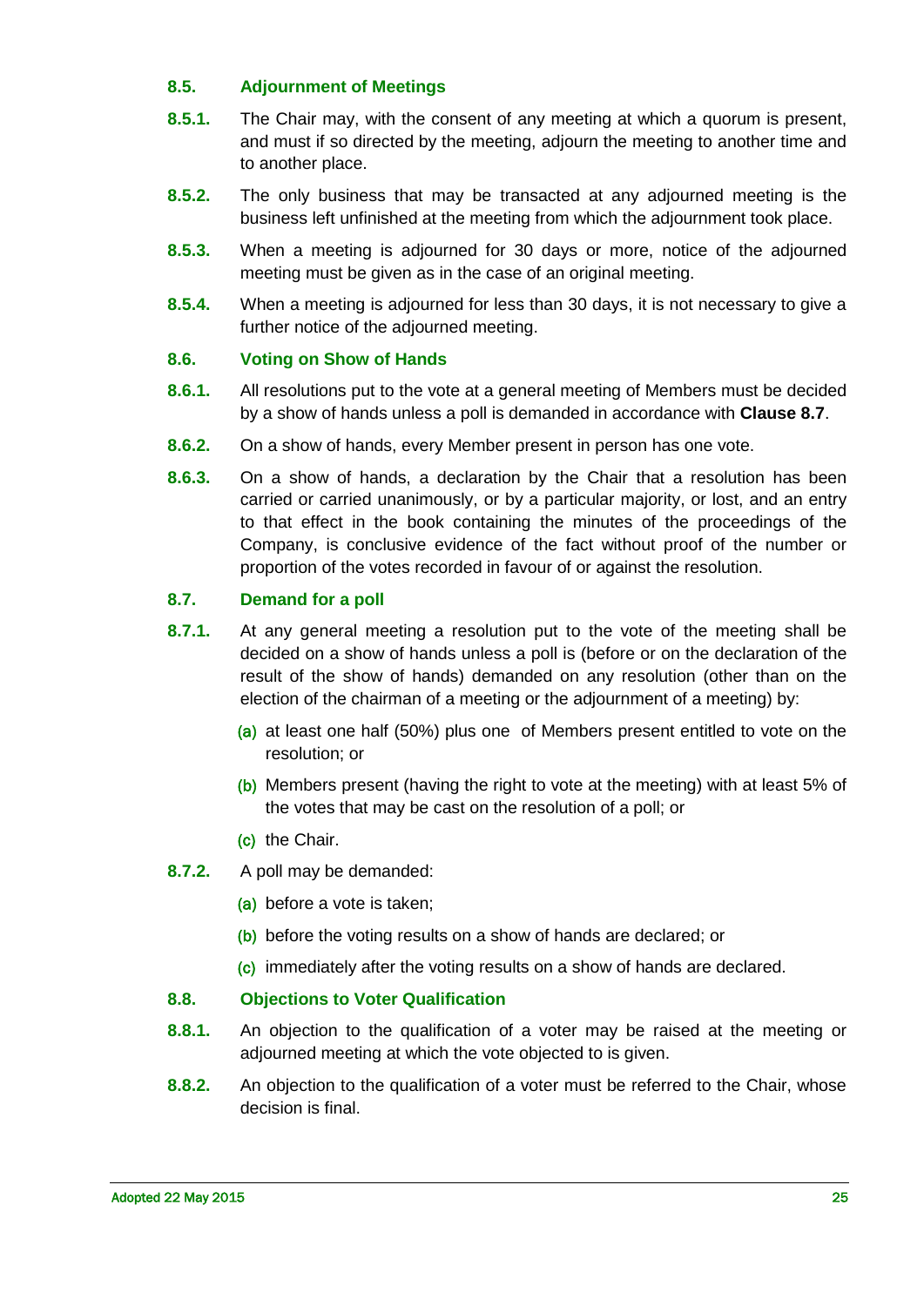### 8.5. Adjournment of Meetings

**8.5.1.** The Chair may, with the consent of any meeting at which a quorum is present, and must if so directed by the meeting, adjourn the meeting to another time and to another place.

**8.5.2.** The only business that may be transacted at any adjourned meeting is the business left unfinished at the meeting from which the adjournment took place.

**8.5.3.** When a meeting is adjourned for 30 days or more, notice of the adjourned meeting must be given as in the case of an original meeting.

**8.5.4.** When a meeting is adjourned for less than 30 days, it is not necessary to give a further notice of the adjourned meeting.

### 8.6. Voting on Show of Hands

**8.6.1.** All resolutions put to the vote at a general meeting of Members must be decided by a show of hands unless a poll is demanded in accordance with **Clause 8.7**.

**8.6.2.** On a show of hands, every Member present in person has one vote.

**8.6.3.** On a show of hands, a declaration by the Chair that a resolution has been carried or carried unanimously, or by a particular majority, or lost, and an entry to that effect in the book containing the minutes of the proceedings of the Company, is conclusive evidence of the fact without proof of the number or proportion of the votes recorded in favour of or against the resolution.

### 8.7. Demand for a poll

**8.7.1.** At any general meeting a resolution put to the vote of the meeting shall be decided on a show of hands unless a poll is (before or on the declaration of the result of the show of hands) demanded on any resolution (other than on the election of the chairman of a meeting or the adjournment of a meeting) by:

(a) at least one half (50%) plus one of Members present entitled to vote on the resolution; or

(b) Members present (having the right to vote at the meeting) with at least 5% of the votes that may be cast on the resolution of a poll; or

(c) the Chair.

**8.7.2.** A poll may be demanded:

(a) before a vote is taken;

(b) before the voting results on a show of hands are declared; or

(c) immediately after the voting results on a show of hands are declared.

### 8.8. Objections to Voter Qualification

**8.8.1.** An objection to the qualification of a voter may be raised at the meeting or adjourned meeting at which the vote objected to is given.

**8.8.2.** An objection to the qualification of a voter must be referred to the Chair, whose decision is final.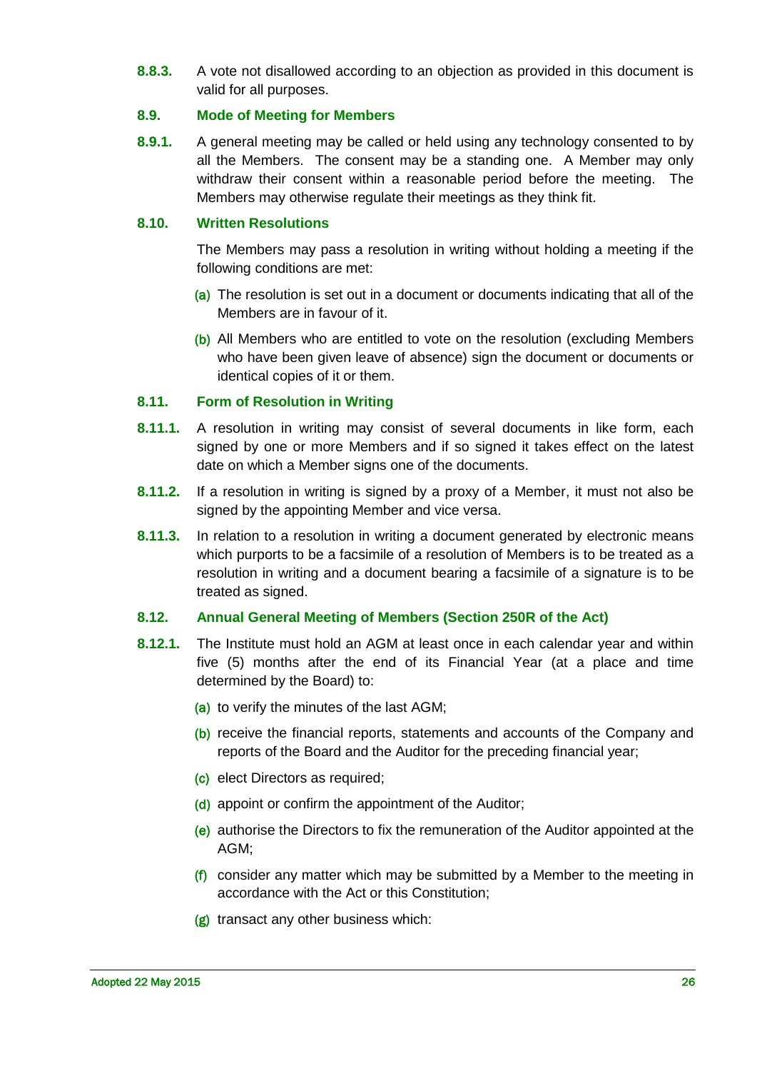**8.8.3.** A vote not disallowed according to an objection as provided in this document is valid for all purposes.

### 8.9. Mode of Meeting for Members

**8.9.1.** A general meeting may be called or held using any technology consented to by all the Members. The consent may be a standing one. A Member may only withdraw their consent within a reasonable period before the meeting. The Members may otherwise regulate their meetings as they think fit.

### 8.10. Written Resolutions

The Members may pass a resolution in writing without holding a meeting if the following conditions are met:

(a) The resolution is set out in a document or documents indicating that all of the Members are in favour of it.

(b) All Members who are entitled to vote on the resolution (excluding Members who have been given leave of absence) sign the document or documents or identical copies of it or them.

### 8.11. Form of Resolution in Writing

**8.11.1.** A resolution in writing may consist of several documents in like form, each signed by one or more Members and if so signed it takes effect on the latest date on which a Member signs one of the documents.

**8.11.2.** If a resolution in writing is signed by a proxy of a Member, it must not also be signed by the appointing Member and vice versa.

**8.11.3.** In relation to a resolution in writing a document generated by electronic means which purports to be a facsimile of a resolution of Members is to be treated as a resolution in writing and a document bearing a facsimile of a signature is to be treated as signed.

### 8.12. Annual General Meeting of Members (Section 250R of the Act)

**8.12.1.** The Institute must hold an AGM at least once in each calendar year and within five (5) months after the end of its Financial Year (at a place and time determined by the Board) to:

(a) to verify the minutes of the last AGM;

(b) receive the financial reports, statements and accounts of the Company and reports of the Board and the Auditor for the preceding financial year;

(c) elect Directors as required;

(d) appoint or confirm the appointment of the Auditor;

(e) authorise the Directors to fix the remuneration of the Auditor appointed at the AGM;

(f) consider any matter which may be submitted by a Member to the meeting in accordance with the Act or this Constitution;

(g) transact any other business which: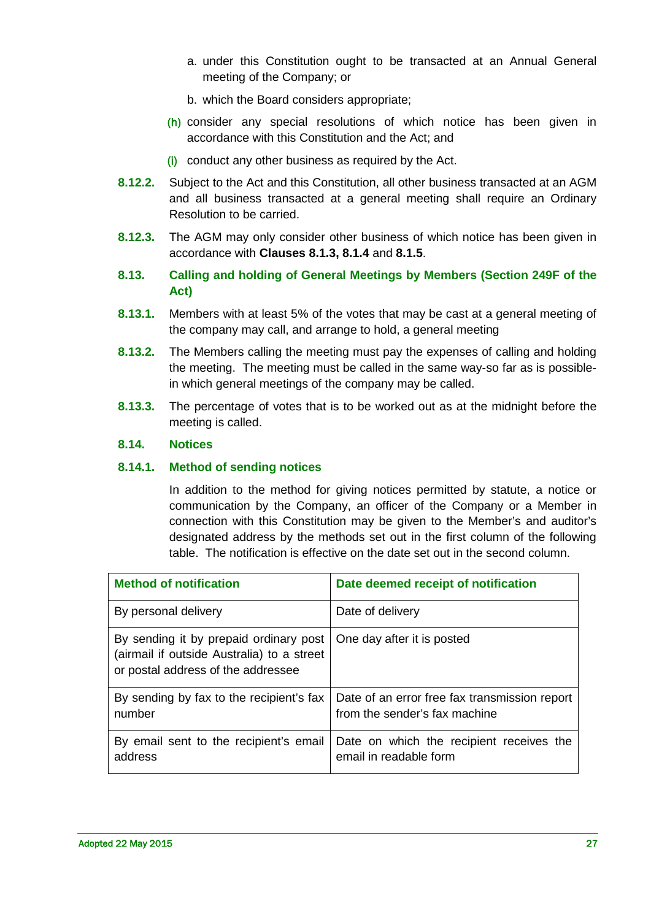a. under this Constitution ought to be transacted at an Annual General meeting of the Company; or

b. which the Board considers appropriate;

(h) consider any special resolutions of which notice has been given in accordance with this Constitution and the Act; and

(i) conduct any other business as required by the Act.

**8.12.2.** Subject to the Act and this Constitution, all other business transacted at an AGM and all business transacted at a general meeting shall require an Ordinary Resolution to be carried.

**8.12.3.** The AGM may only consider other business of which notice has been given in accordance with **Clauses 8.1.3, 8.1.4** and **8.1.5**.

## 8.13. Calling and holding of General Meetings by Members (Section 249F of the Act)

**8.13.1.** Members with at least 5% of the votes that may be cast at a general meeting of the company may call, and arrange to hold, a general meeting

**8.13.2.** The Members calling the meeting must pay the expenses of calling and holding the meeting. The meeting must be called in the same way-so far as is possible-in which general meetings of the company may be called.

**8.13.3.** The percentage of votes that is to be worked out as at the midnight before the meeting is called.

## 8.14. Notices

### 8.14.1. Method of sending notices

In addition to the method for giving notices permitted by statute, a notice or communication by the Company, an officer of the Company or a Member in connection with this Constitution may be given to the Member's and auditor's designated address by the methods set out in the first column of the following table. The notification is effective on the date set out in the second column.

| Method of notification | Date deemed receipt of notification |
|---|---|
| By personal delivery | Date of delivery |
| By sending it by prepaid ordinary post (airmail if outside Australia) to a street or postal address of the addressee | One day after it is posted |
| By sending by fax to the recipient's fax number | Date of an error free fax transmission report from the sender's fax machine |
| By email sent to the recipient's email address | Date on which the recipient receives the email in readable form |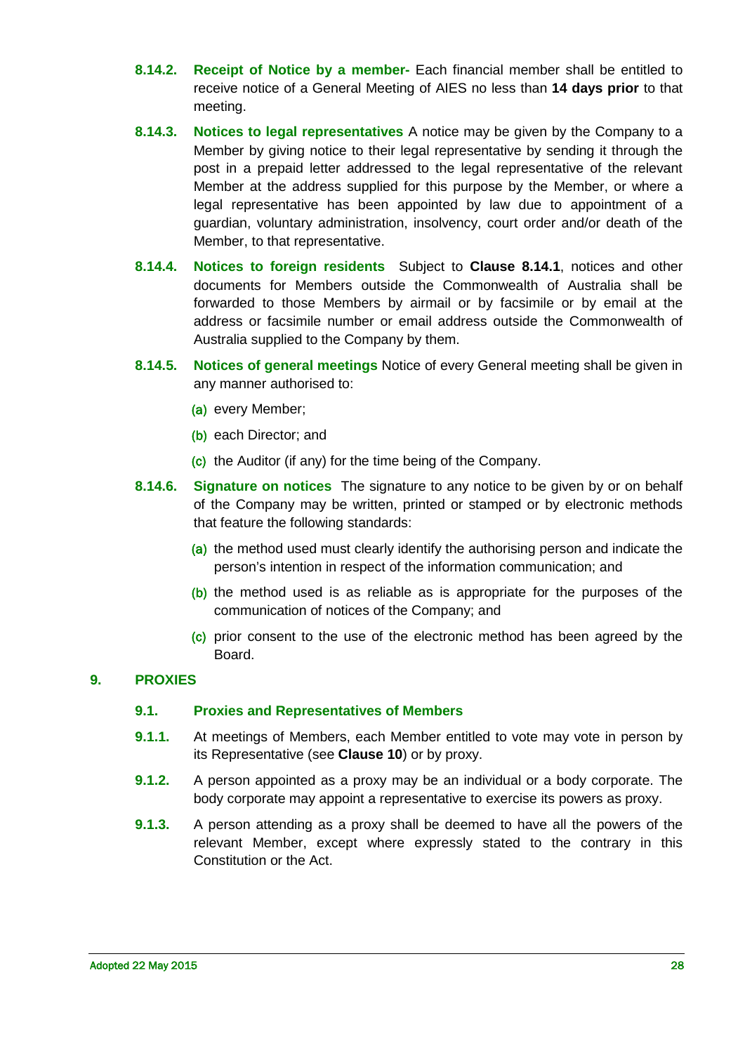**8.14.2. Receipt of Notice by a member-** Each financial member shall be entitled to receive notice of a General Meeting of AIES no less than **14 days prior** to that meeting.

**8.14.3. Notices to legal representatives** A notice may be given by the Company to a Member by giving notice to their legal representative by sending it through the post in a prepaid letter addressed to the legal representative of the relevant Member at the address supplied for this purpose by the Member, or where a legal representative has been appointed by law due to appointment of a guardian, voluntary administration, insolvency, court order and/or death of the Member, to that representative.

**8.14.4. Notices to foreign residents** Subject to **Clause 8.14.1**, notices and other documents for Members outside the Commonwealth of Australia shall be forwarded to those Members by airmail or by facsimile or by email at the address or facsimile number or email address outside the Commonwealth of Australia supplied to the Company by them.

**8.14.5. Notices of general meetings** Notice of every General meeting shall be given in any manner authorised to:

(a) every Member;

(b) each Director; and

(c) the Auditor (if any) for the time being of the Company.

**8.14.6. Signature on notices** The signature to any notice to be given by or on behalf of the Company may be written, printed or stamped or by electronic methods that feature the following standards:

(a) the method used must clearly identify the authorising person and indicate the person's intention in respect of the information communication; and

(b) the method used is as reliable as is appropriate for the purposes of the communication of notices of the Company; and

(c) prior consent to the use of the electronic method has been agreed by the Board.

## 9. PROXIES

### 9.1. Proxies and Representatives of Members

**9.1.1.** At meetings of Members, each Member entitled to vote may vote in person by its Representative (see **Clause 10**) or by proxy.

**9.1.2.** A person appointed as a proxy may be an individual or a body corporate. The body corporate may appoint a representative to exercise its powers as proxy.

**9.1.3.** A person attending as a proxy shall be deemed to have all the powers of the relevant Member, except where expressly stated to the contrary in this Constitution or the Act.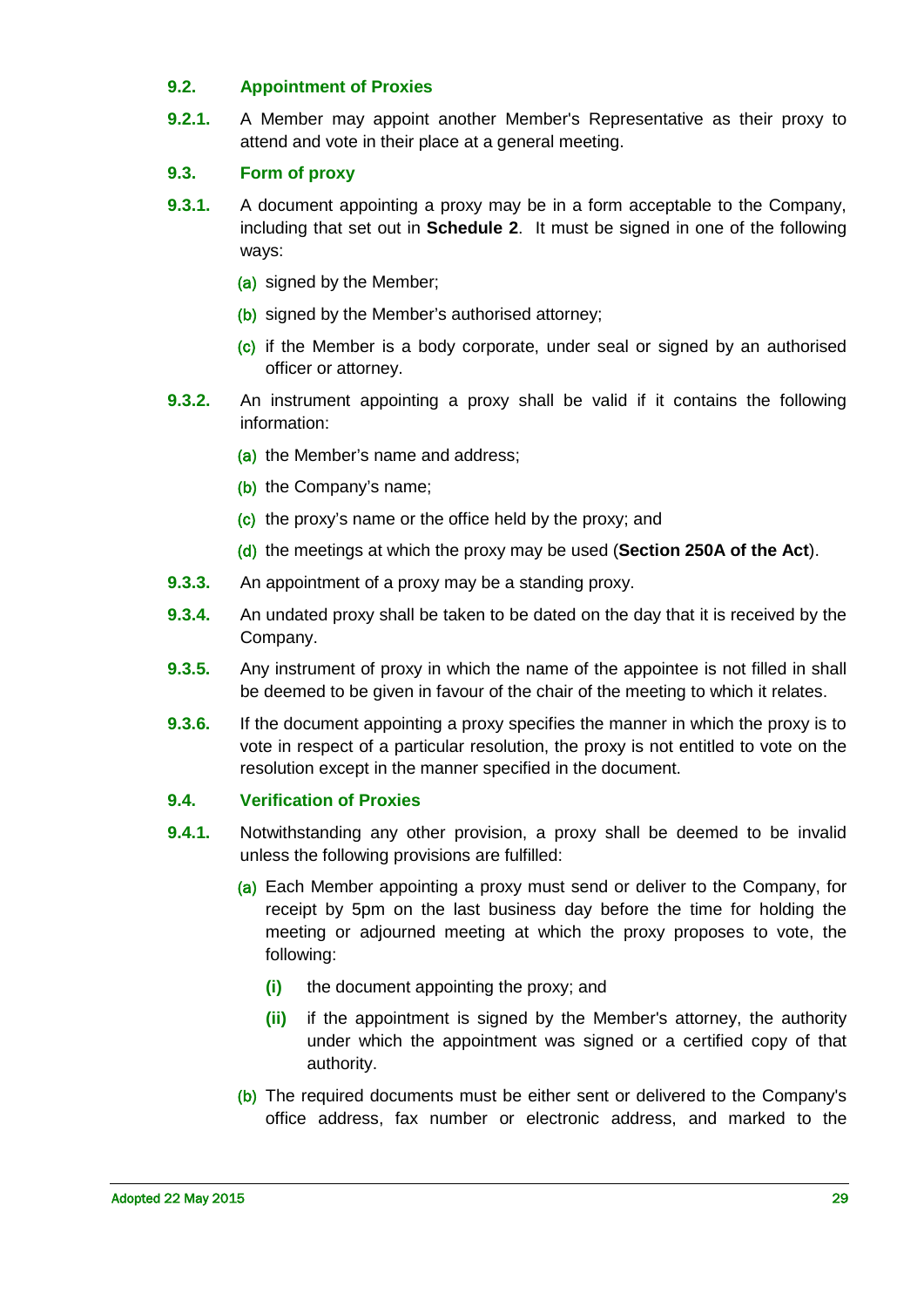### 9.2. Appointment of Proxies

**9.2.1.** A Member may appoint another Member's Representative as their proxy to attend and vote in their place at a general meeting.

### 9.3. Form of proxy

**9.3.1.** A document appointing a proxy may be in a form acceptable to the Company, including that set out in **Schedule 2**. It must be signed in one of the following ways:

(a) signed by the Member;

(b) signed by the Member's authorised attorney;

(c) if the Member is a body corporate, under seal or signed by an authorised officer or attorney.

**9.3.2.** An instrument appointing a proxy shall be valid if it contains the following information:

(a) the Member's name and address;

(b) the Company's name;

(c) the proxy's name or the office held by the proxy; and

(d) the meetings at which the proxy may be used (**Section 250A of the Act**).

**9.3.3.** An appointment of a proxy may be a standing proxy.

**9.3.4.** An undated proxy shall be taken to be dated on the day that it is received by the Company.

**9.3.5.** Any instrument of proxy in which the name of the appointee is not filled in shall be deemed to be given in favour of the chair of the meeting to which it relates.

**9.3.6.** If the document appointing a proxy specifies the manner in which the proxy is to vote in respect of a particular resolution, the proxy is not entitled to vote on the resolution except in the manner specified in the document.

### 9.4. Verification of Proxies

**9.4.1.** Notwithstanding any other provision, a proxy shall be deemed to be invalid unless the following provisions are fulfilled:

(a) Each Member appointing a proxy must send or deliver to the Company, for receipt by 5pm on the last business day before the time for holding the meeting or adjourned meeting at which the proxy proposes to vote, the following:

- **(i)** the document appointing the proxy; and
- **(ii)** if the appointment is signed by the Member's attorney, the authority under which the appointment was signed or a certified copy of that authority.

(b) The required documents must be either sent or delivered to the Company's office address, fax number or electronic address, and marked to the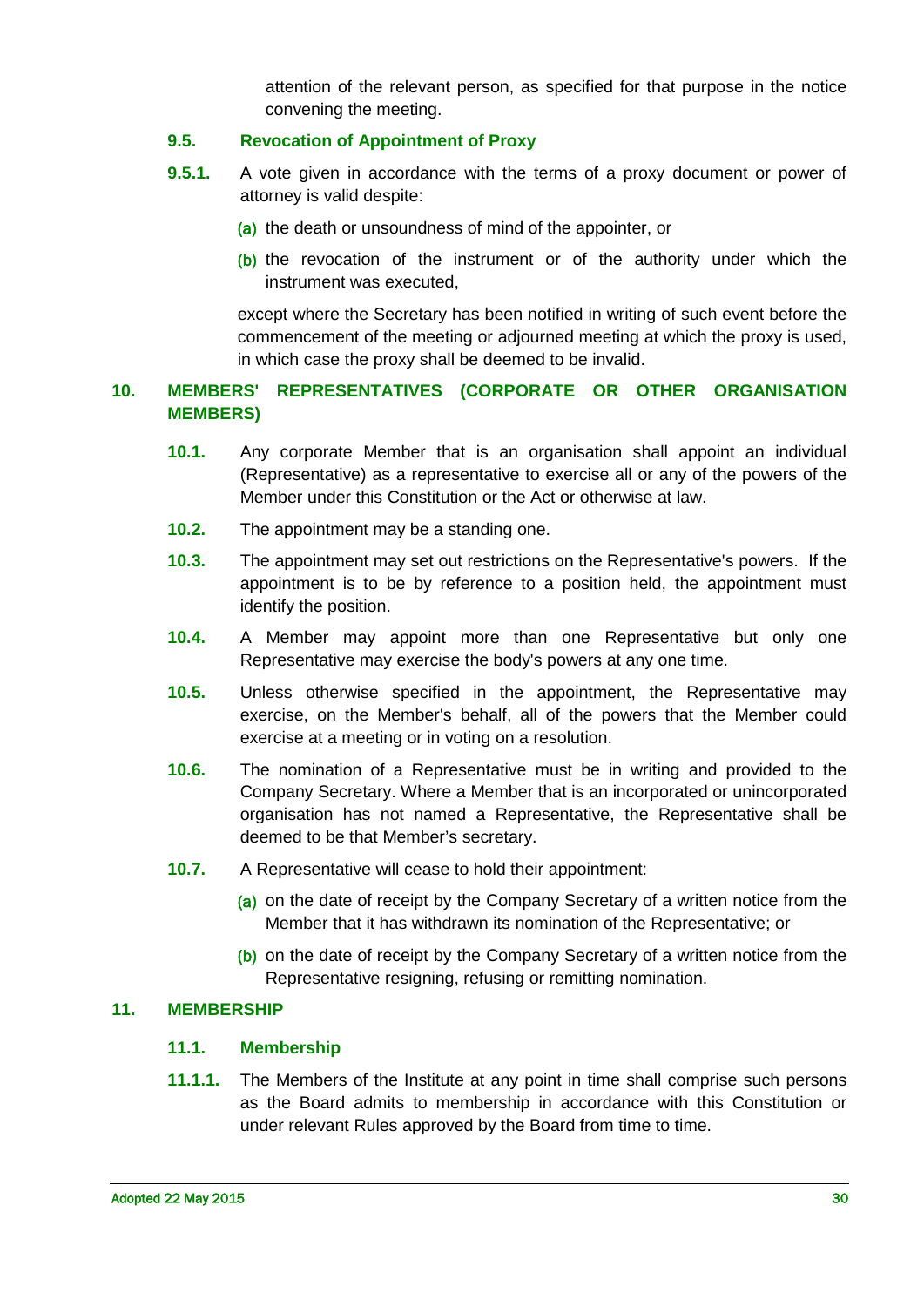attention of the relevant person, as specified for that purpose in the notice convening the meeting.

### 9.5. Revocation of Appointment of Proxy

**9.5.1.** A vote given in accordance with the terms of a proxy document or power of attorney is valid despite:

(a) the death or unsoundness of mind of the appointer, or

(b) the revocation of the instrument or of the authority under which the instrument was executed,

except where the Secretary has been notified in writing of such event before the commencement of the meeting or adjourned meeting at which the proxy is used, in which case the proxy shall be deemed to be invalid.

## 10. MEMBERS' REPRESENTATIVES (CORPORATE OR OTHER ORGANISATION MEMBERS)

**10.1.** Any corporate Member that is an organisation shall appoint an individual (Representative) as a representative to exercise all or any of the powers of the Member under this Constitution or the Act or otherwise at law.

**10.2.** The appointment may be a standing one.

**10.3.** The appointment may set out restrictions on the Representative's powers. If the appointment is to be by reference to a position held, the appointment must identify the position.

**10.4.** A Member may appoint more than one Representative but only one Representative may exercise the body's powers at any one time.

**10.5.** Unless otherwise specified in the appointment, the Representative may exercise, on the Member's behalf, all of the powers that the Member could exercise at a meeting or in voting on a resolution.

**10.6.** The nomination of a Representative must be in writing and provided to the Company Secretary. Where a Member that is an incorporated or unincorporated organisation has not named a Representative, the Representative shall be deemed to be that Member's secretary.

**10.7.** A Representative will cease to hold their appointment:

(a) on the date of receipt by the Company Secretary of a written notice from the Member that it has withdrawn its nomination of the Representative; or

(b) on the date of receipt by the Company Secretary of a written notice from the Representative resigning, refusing or remitting nomination.

## 11. MEMBERSHIP

### 11.1. Membership

**11.1.1.** The Members of the Institute at any point in time shall comprise such persons as the Board admits to membership in accordance with this Constitution or under relevant Rules approved by the Board from time to time.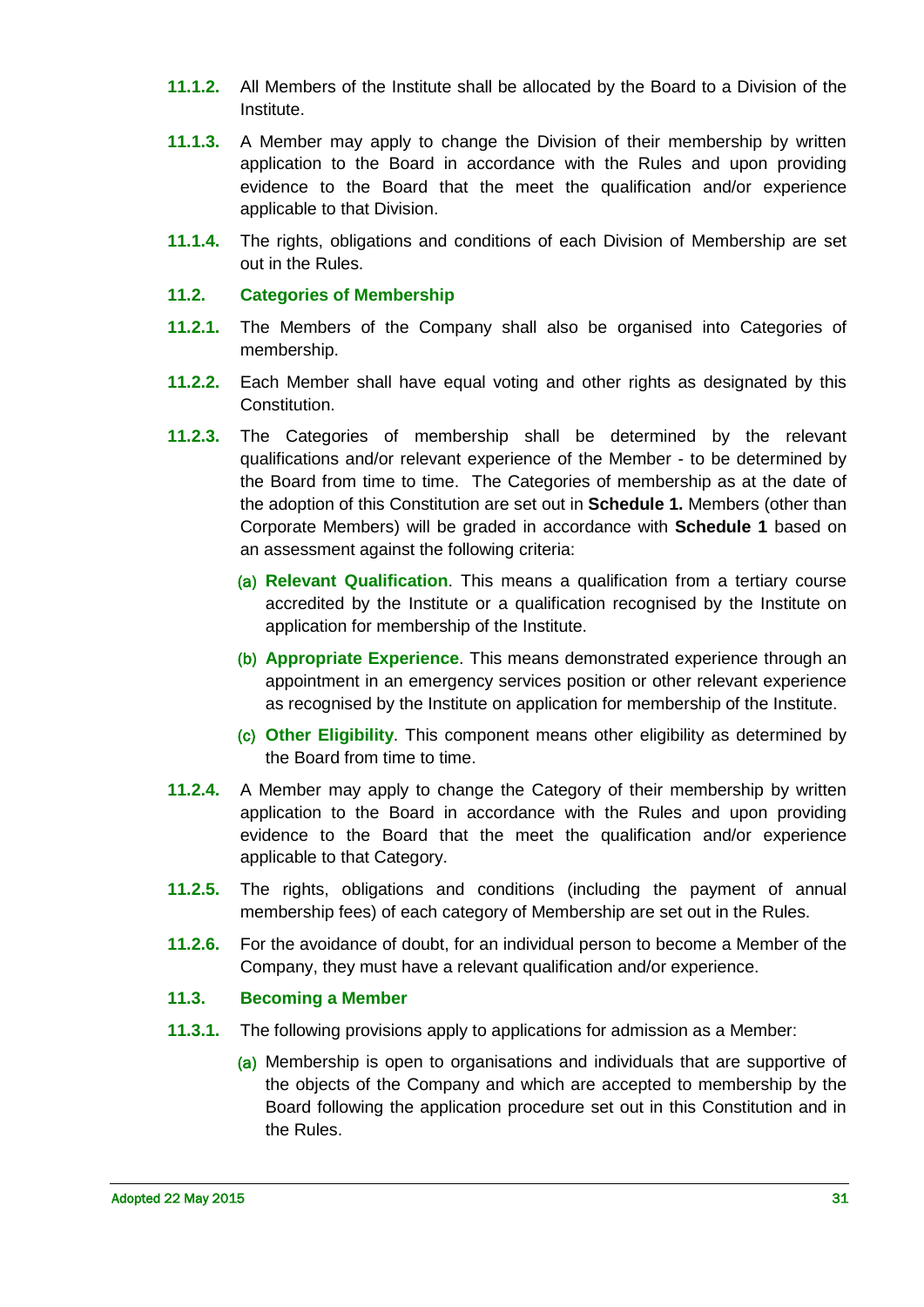**11.1.2.** All Members of the Institute shall be allocated by the Board to a Division of the Institute.

**11.1.3.** A Member may apply to change the Division of their membership by written application to the Board in accordance with the Rules and upon providing evidence to the Board that the meet the qualification and/or experience applicable to that Division.

**11.1.4.** The rights, obligations and conditions of each Division of Membership are set out in the Rules.

### 11.2. Categories of Membership

**11.2.1.** The Members of the Company shall also be organised into Categories of membership.

**11.2.2.** Each Member shall have equal voting and other rights as designated by this Constitution.

**11.2.3.** The Categories of membership shall be determined by the relevant qualifications and/or relevant experience of the Member - to be determined by the Board from time to time. The Categories of membership as at the date of the adoption of this Constitution are set out in **Schedule 1.** Members (other than Corporate Members) will be graded in accordance with **Schedule 1** based on an assessment against the following criteria:

(a) **Relevant Qualification**. This means a qualification from a tertiary course accredited by the Institute or a qualification recognised by the Institute on application for membership of the Institute.

(b) **Appropriate Experience**. This means demonstrated experience through an appointment in an emergency services position or other relevant experience as recognised by the Institute on application for membership of the Institute.

(c) **Other Eligibility**. This component means other eligibility as determined by the Board from time to time.

**11.2.4.** A Member may apply to change the Category of their membership by written application to the Board in accordance with the Rules and upon providing evidence to the Board that the meet the qualification and/or experience applicable to that Category.

**11.2.5.** The rights, obligations and conditions (including the payment of annual membership fees) of each category of Membership are set out in the Rules.

**11.2.6.** For the avoidance of doubt, for an individual person to become a Member of the Company, they must have a relevant qualification and/or experience.

### 11.3. Becoming a Member

**11.3.1.** The following provisions apply to applications for admission as a Member:

(a) Membership is open to organisations and individuals that are supportive of the objects of the Company and which are accepted to membership by the Board following the application procedure set out in this Constitution and in the Rules.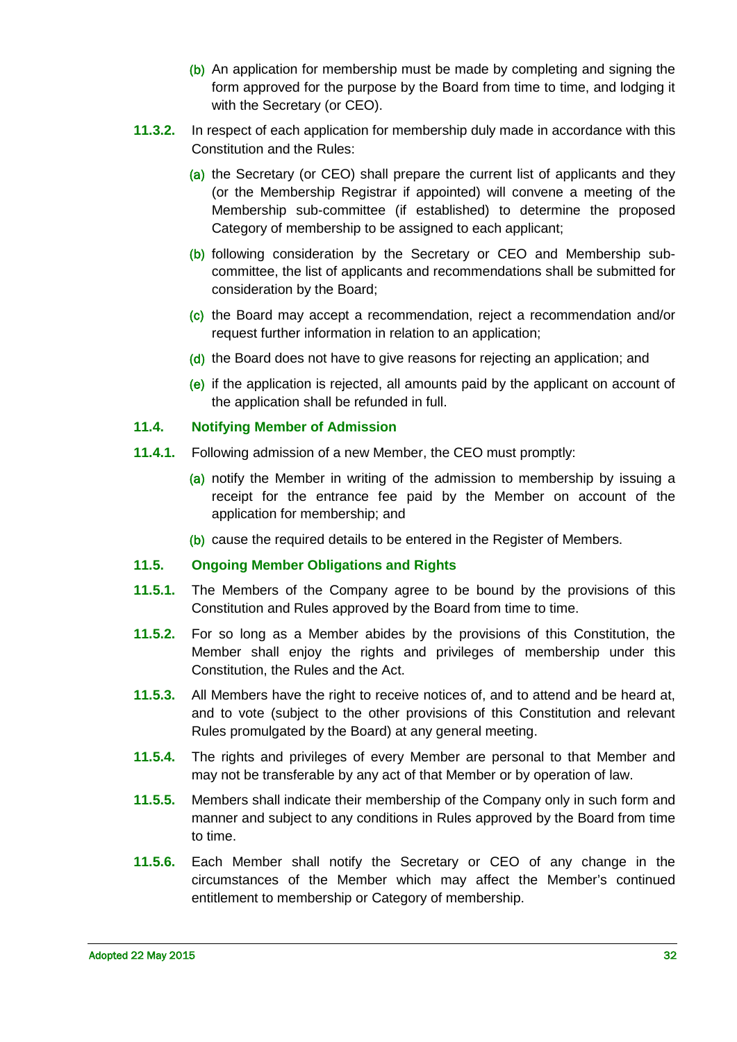(b) An application for membership must be made by completing and signing the form approved for the purpose by the Board from time to time, and lodging it with the Secretary (or CEO).

**11.3.2.** In respect of each application for membership duly made in accordance with this Constitution and the Rules:

(a) the Secretary (or CEO) shall prepare the current list of applicants and they (or the Membership Registrar if appointed) will convene a meeting of the Membership sub-committee (if established) to determine the proposed Category of membership to be assigned to each applicant;

(b) following consideration by the Secretary or CEO and Membership sub-committee, the list of applicants and recommendations shall be submitted for consideration by the Board;

(c) the Board may accept a recommendation, reject a recommendation and/or request further information in relation to an application;

(d) the Board does not have to give reasons for rejecting an application; and

(e) if the application is rejected, all amounts paid by the applicant on account of the application shall be refunded in full.

### 11.4. Notifying Member of Admission

**11.4.1.** Following admission of a new Member, the CEO must promptly:

(a) notify the Member in writing of the admission to membership by issuing a receipt for the entrance fee paid by the Member on account of the application for membership; and

(b) cause the required details to be entered in the Register of Members.

### 11.5. Ongoing Member Obligations and Rights

**11.5.1.** The Members of the Company agree to be bound by the provisions of this Constitution and Rules approved by the Board from time to time.

**11.5.2.** For so long as a Member abides by the provisions of this Constitution, the Member shall enjoy the rights and privileges of membership under this Constitution, the Rules and the Act.

**11.5.3.** All Members have the right to receive notices of, and to attend and be heard at, and to vote (subject to the other provisions of this Constitution and relevant Rules promulgated by the Board) at any general meeting.

**11.5.4.** The rights and privileges of every Member are personal to that Member and may not be transferable by any act of that Member or by operation of law.

**11.5.5.** Members shall indicate their membership of the Company only in such form and manner and subject to any conditions in Rules approved by the Board from time to time.

**11.5.6.** Each Member shall notify the Secretary or CEO of any change in the circumstances of the Member which may affect the Member's continued entitlement to membership or Category of membership.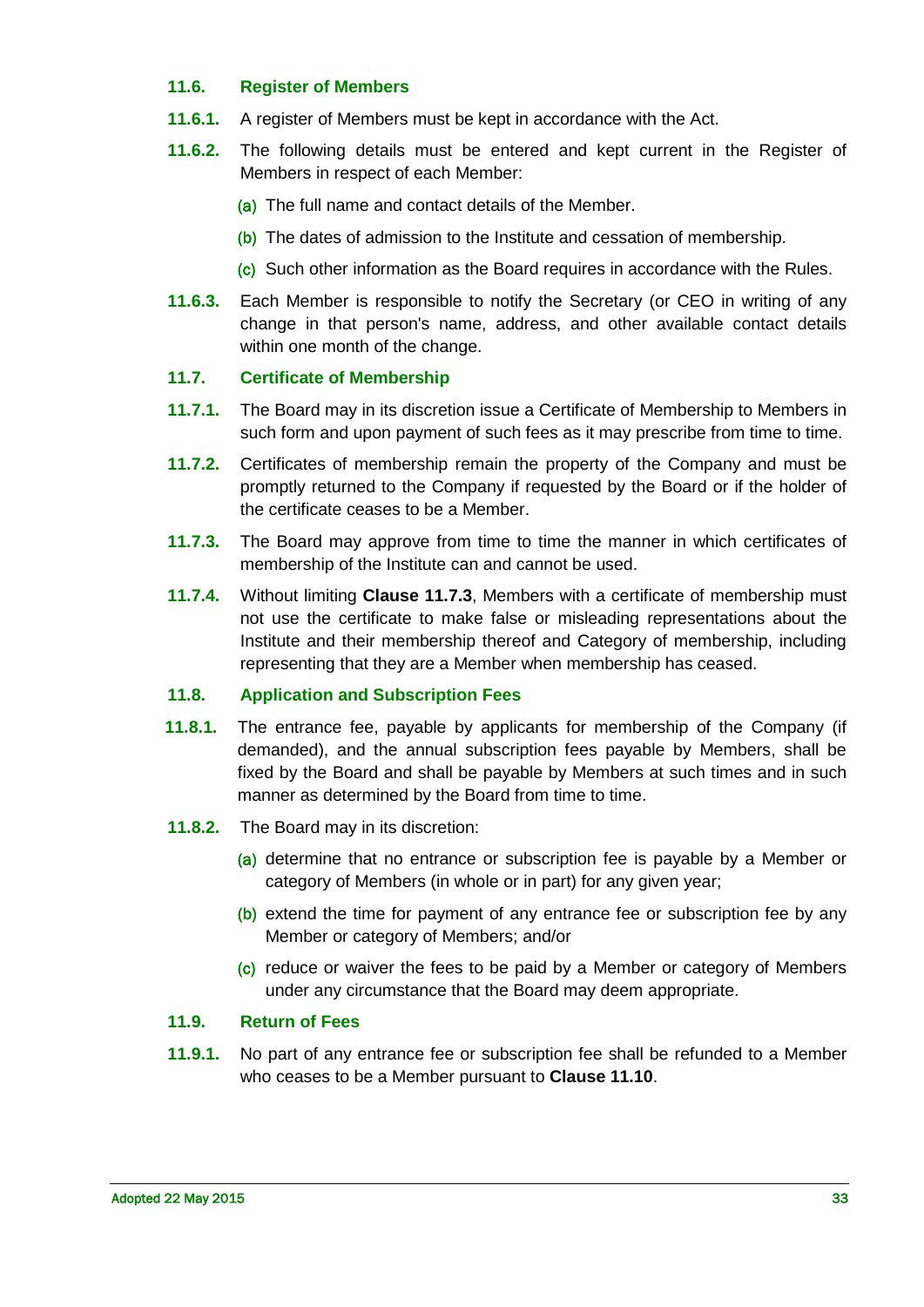### 11.6. Register of Members

**11.6.1.** A register of Members must be kept in accordance with the Act.

**11.6.2.** The following details must be entered and kept current in the Register of Members in respect of each Member:

(a) The full name and contact details of the Member.

(b) The dates of admission to the Institute and cessation of membership.

(c) Such other information as the Board requires in accordance with the Rules.

**11.6.3.** Each Member is responsible to notify the Secretary (or CEO in writing of any change in that person's name, address, and other available contact details within one month of the change.

### 11.7. Certificate of Membership

**11.7.1.** The Board may in its discretion issue a Certificate of Membership to Members in such form and upon payment of such fees as it may prescribe from time to time.

**11.7.2.** Certificates of membership remain the property of the Company and must be promptly returned to the Company if requested by the Board or if the holder of the certificate ceases to be a Member.

**11.7.3.** The Board may approve from time to time the manner in which certificates of membership of the Institute can and cannot be used.

**11.7.4.** Without limiting **Clause 11.7.3**, Members with a certificate of membership must not use the certificate to make false or misleading representations about the Institute and their membership thereof and Category of membership, including representing that they are a Member when membership has ceased.

### 11.8. Application and Subscription Fees

**11.8.1.** The entrance fee, payable by applicants for membership of the Company (if demanded), and the annual subscription fees payable by Members, shall be fixed by the Board and shall be payable by Members at such times and in such manner as determined by the Board from time to time.

**11.8.2.** The Board may in its discretion:

(a) determine that no entrance or subscription fee is payable by a Member or category of Members (in whole or in part) for any given year;

(b) extend the time for payment of any entrance fee or subscription fee by any Member or category of Members; and/or

(c) reduce or waiver the fees to be paid by a Member or category of Members under any circumstance that the Board may deem appropriate.

### 11.9. Return of Fees

**11.9.1.** No part of any entrance fee or subscription fee shall be refunded to a Member who ceases to be a Member pursuant to **Clause 11.10**.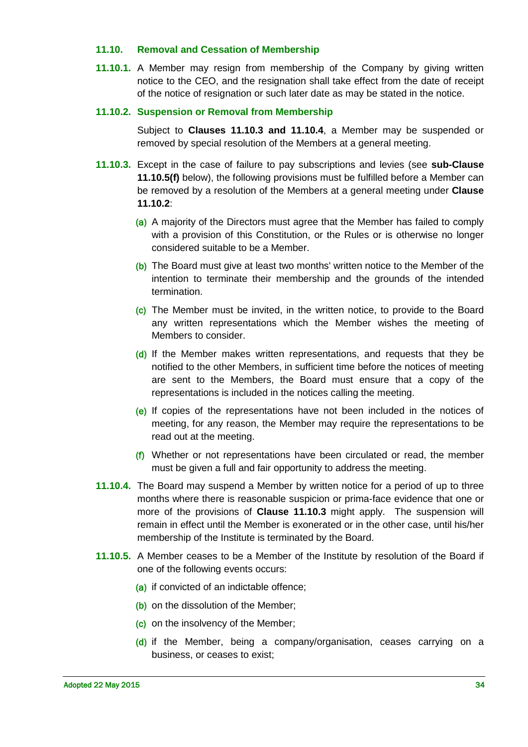### 11.10. Removal and Cessation of Membership

**11.10.1.** A Member may resign from membership of the Company by giving written notice to the CEO, and the resignation shall take effect from the date of receipt of the notice of resignation or such later date as may be stated in the notice.

#### 11.10.2. Suspension or Removal from Membership

Subject to **Clauses 11.10.3 and 11.10.4**, a Member may be suspended or removed by special resolution of the Members at a general meeting.

**11.10.3.** Except in the case of failure to pay subscriptions and levies (see **sub-Clause 11.10.5(f)** below), the following provisions must be fulfilled before a Member can be removed by a resolution of the Members at a general meeting under **Clause 11.10.2**:

(a) A majority of the Directors must agree that the Member has failed to comply with a provision of this Constitution, or the Rules or is otherwise no longer considered suitable to be a Member.

(b) The Board must give at least two months' written notice to the Member of the intention to terminate their membership and the grounds of the intended termination.

(c) The Member must be invited, in the written notice, to provide to the Board any written representations which the Member wishes the meeting of Members to consider.

(d) If the Member makes written representations, and requests that they be notified to the other Members, in sufficient time before the notices of meeting are sent to the Members, the Board must ensure that a copy of the representations is included in the notices calling the meeting.

(e) If copies of the representations have not been included in the notices of meeting, for any reason, the Member may require the representations to be read out at the meeting.

(f) Whether or not representations have been circulated or read, the member must be given a full and fair opportunity to address the meeting.

**11.10.4.** The Board may suspend a Member by written notice for a period of up to three months where there is reasonable suspicion or prima-face evidence that one or more of the provisions of **Clause 11.10.3** might apply. The suspension will remain in effect until the Member is exonerated or in the other case, until his/her membership of the Institute is terminated by the Board.

**11.10.5.** A Member ceases to be a Member of the Institute by resolution of the Board if one of the following events occurs:

(a) if convicted of an indictable offence;

(b) on the dissolution of the Member;

(c) on the insolvency of the Member;

(d) if the Member, being a company/organisation, ceases carrying on a business, or ceases to exist;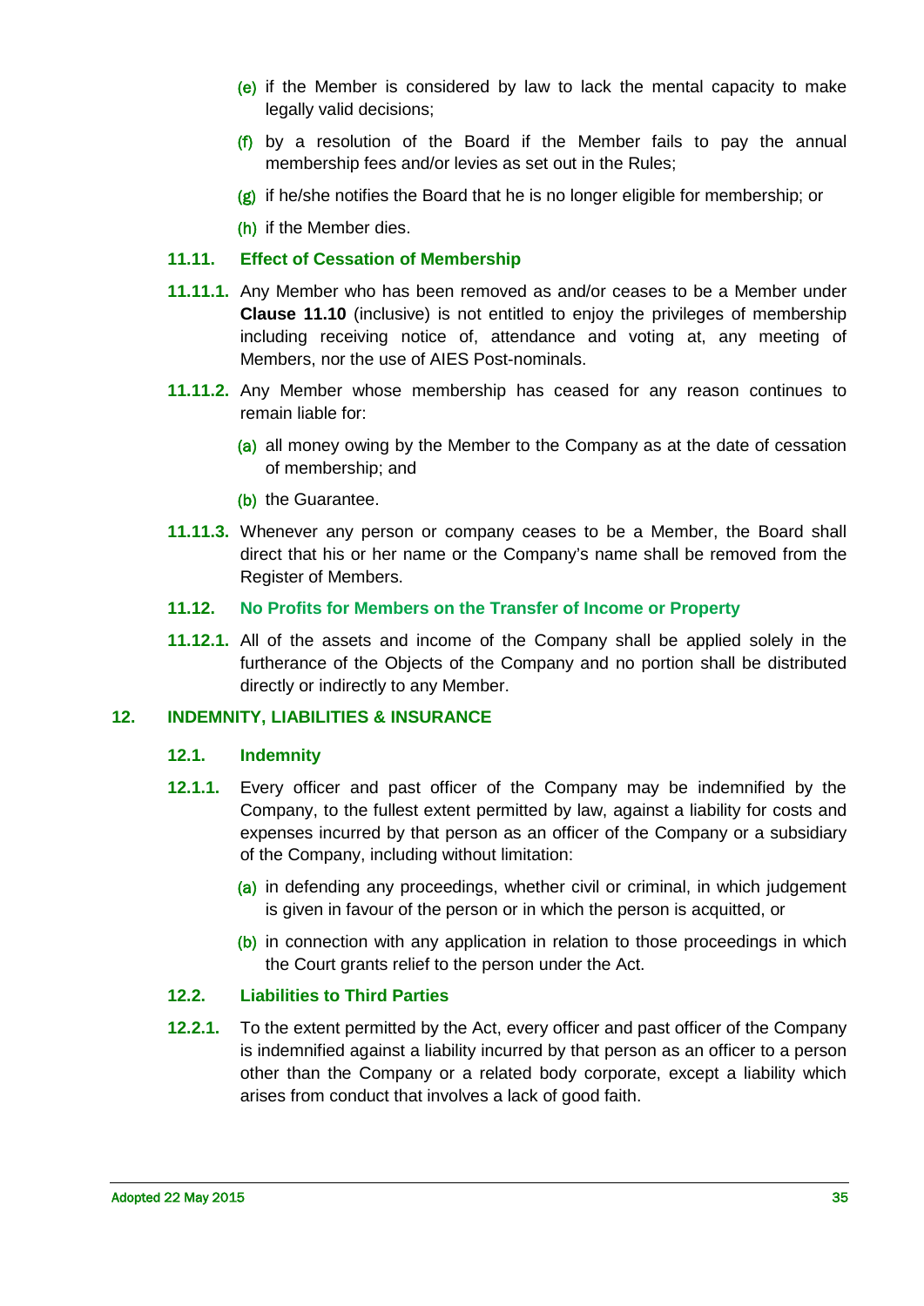(e) if the Member is considered by law to lack the mental capacity to make legally valid decisions;

(f) by a resolution of the Board if the Member fails to pay the annual membership fees and/or levies as set out in the Rules;

(g) if he/she notifies the Board that he is no longer eligible for membership; or

(h) if the Member dies.

### 11.11. Effect of Cessation of Membership

**11.11.1.** Any Member who has been removed as and/or ceases to be a Member under **Clause 11.10** (inclusive) is not entitled to enjoy the privileges of membership including receiving notice of, attendance and voting at, any meeting of Members, nor the use of AIES Post-nominals.

**11.11.2.** Any Member whose membership has ceased for any reason continues to remain liable for:

(a) all money owing by the Member to the Company as at the date of cessation of membership; and

(b) the Guarantee.

**11.11.3.** Whenever any person or company ceases to be a Member, the Board shall direct that his or her name or the Company's name shall be removed from the Register of Members.

### 11.12. No Profits for Members on the Transfer of Income or Property

**11.12.1.** All of the assets and income of the Company shall be applied solely in the furtherance of the Objects of the Company and no portion shall be distributed directly or indirectly to any Member.

## 12. INDEMNITY, LIABILITIES & INSURANCE

### 12.1. Indemnity

**12.1.1.** Every officer and past officer of the Company may be indemnified by the Company, to the fullest extent permitted by law, against a liability for costs and expenses incurred by that person as an officer of the Company or a subsidiary of the Company, including without limitation:

(a) in defending any proceedings, whether civil or criminal, in which judgement is given in favour of the person or in which the person is acquitted, or

(b) in connection with any application in relation to those proceedings in which the Court grants relief to the person under the Act.

### 12.2. Liabilities to Third Parties

**12.2.1.** To the extent permitted by the Act, every officer and past officer of the Company is indemnified against a liability incurred by that person as an officer to a person other than the Company or a related body corporate, except a liability which arises from conduct that involves a lack of good faith.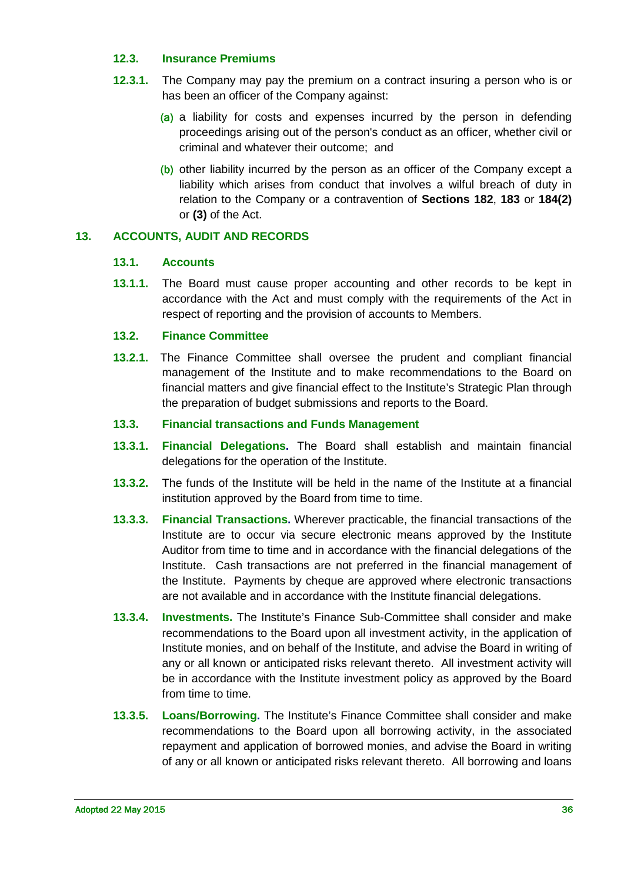### 12.3. Insurance Premiums

**12.3.1.** The Company may pay the premium on a contract insuring a person who is or has been an officer of the Company against:

(a) a liability for costs and expenses incurred by the person in defending proceedings arising out of the person's conduct as an officer, whether civil or criminal and whatever their outcome; and

(b) other liability incurred by the person as an officer of the Company except a liability which arises from conduct that involves a wilful breach of duty in relation to the Company or a contravention of **Sections 182**, **183** or **184(2)** or **(3)** of the Act.

## 13. ACCOUNTS, AUDIT AND RECORDS

### 13.1. Accounts

**13.1.1.** The Board must cause proper accounting and other records to be kept in accordance with the Act and must comply with the requirements of the Act in respect of reporting and the provision of accounts to Members.

### 13.2. Finance Committee

**13.2.1.** The Finance Committee shall oversee the prudent and compliant financial management of the Institute and to make recommendations to the Board on financial matters and give financial effect to the Institute's Strategic Plan through the preparation of budget submissions and reports to the Board.

### 13.3. Financial transactions and Funds Management

**13.3.1.** **Financial Delegations.** The Board shall establish and maintain financial delegations for the operation of the Institute.

**13.3.2.** The funds of the Institute will be held in the name of the Institute at a financial institution approved by the Board from time to time.

**13.3.3.** **Financial Transactions.** Wherever practicable, the financial transactions of the Institute are to occur via secure electronic means approved by the Institute Auditor from time to time and in accordance with the financial delegations of the Institute. Cash transactions are not preferred in the financial management of the Institute. Payments by cheque are approved where electronic transactions are not available and in accordance with the Institute financial delegations.

**13.3.4.** **Investments.** The Institute's Finance Sub-Committee shall consider and make recommendations to the Board upon all investment activity, in the application of Institute monies, and on behalf of the Institute, and advise the Board in writing of any or all known or anticipated risks relevant thereto. All investment activity will be in accordance with the Institute investment policy as approved by the Board from time to time.

**13.3.5.** **Loans/Borrowing.** The Institute's Finance Committee shall consider and make recommendations to the Board upon all borrowing activity, in the associated repayment and application of borrowed monies, and advise the Board in writing of any or all known or anticipated risks relevant thereto. All borrowing and loans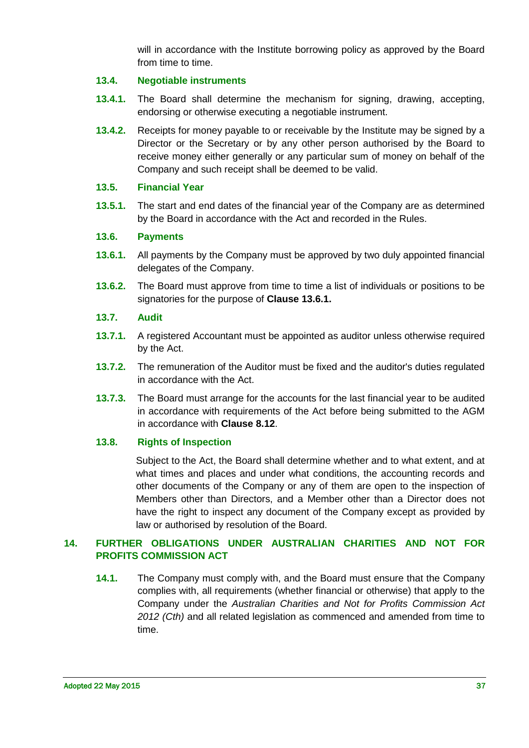will in accordance with the Institute borrowing policy as approved by the Board from time to time.

### 13.4. Negotiable instruments

**13.4.1.** The Board shall determine the mechanism for signing, drawing, accepting, endorsing or otherwise executing a negotiable instrument.

**13.4.2.** Receipts for money payable to or receivable by the Institute may be signed by a Director or the Secretary or by any other person authorised by the Board to receive money either generally or any particular sum of money on behalf of the Company and such receipt shall be deemed to be valid.

### 13.5. Financial Year

**13.5.1.** The start and end dates of the financial year of the Company are as determined by the Board in accordance with the Act and recorded in the Rules.

### 13.6. Payments

**13.6.1.** All payments by the Company must be approved by two duly appointed financial delegates of the Company.

**13.6.2.** The Board must approve from time to time a list of individuals or positions to be signatories for the purpose of **Clause 13.6.1.**

### 13.7. Audit

**13.7.1.** A registered Accountant must be appointed as auditor unless otherwise required by the Act.

**13.7.2.** The remuneration of the Auditor must be fixed and the auditor's duties regulated in accordance with the Act.

**13.7.3.** The Board must arrange for the accounts for the last financial year to be audited in accordance with requirements of the Act before being submitted to the AGM in accordance with **Clause 8.12**.

### 13.8. Rights of Inspection

Subject to the Act, the Board shall determine whether and to what extent, and at what times and places and under what conditions, the accounting records and other documents of the Company or any of them are open to the inspection of Members other than Directors, and a Member other than a Director does not have the right to inspect any document of the Company except as provided by law or authorised by resolution of the Board.

## 14. FURTHER OBLIGATIONS UNDER AUSTRALIAN CHARITIES AND NOT FOR PROFITS COMMISSION ACT

**14.1.** The Company must comply with, and the Board must ensure that the Company complies with, all requirements (whether financial or otherwise) that apply to the Company under the *Australian Charities and Not for Profits Commission Act 2012 (Cth)* and all related legislation as commenced and amended from time to time.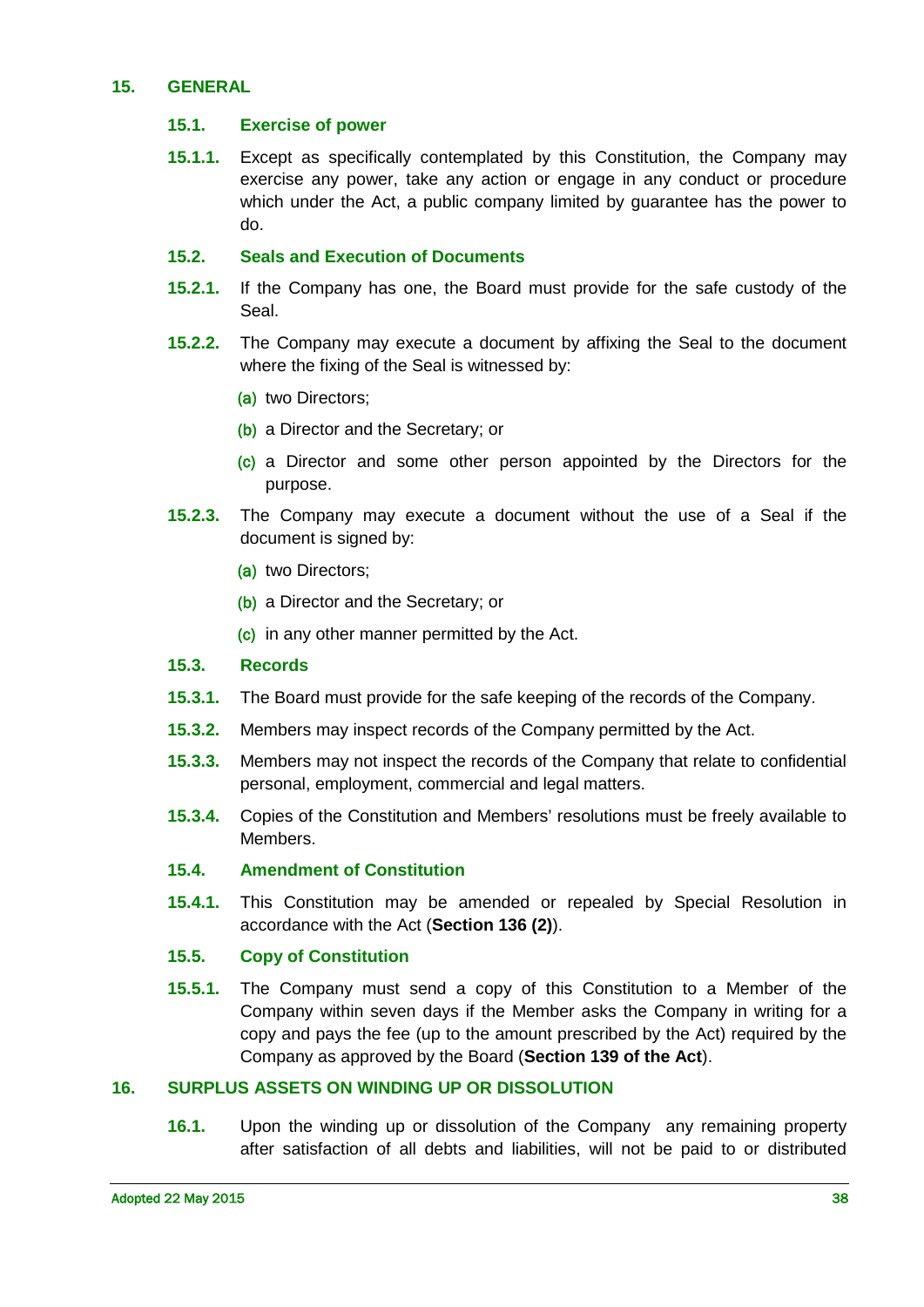## 15. GENERAL

### 15.1. Exercise of power

**15.1.1.** Except as specifically contemplated by this Constitution, the Company may exercise any power, take any action or engage in any conduct or procedure which under the Act, a public company limited by guarantee has the power to do.

### 15.2. Seals and Execution of Documents

**15.2.1.** If the Company has one, the Board must provide for the safe custody of the Seal.

**15.2.2.** The Company may execute a document by affixing the Seal to the document where the fixing of the Seal is witnessed by:

(a) two Directors;

(b) a Director and the Secretary; or

(c) a Director and some other person appointed by the Directors for the purpose.

**15.2.3.** The Company may execute a document without the use of a Seal if the document is signed by:

(a) two Directors;

(b) a Director and the Secretary; or

(c) in any other manner permitted by the Act.

### 15.3. Records

**15.3.1.** The Board must provide for the safe keeping of the records of the Company.

**15.3.2.** Members may inspect records of the Company permitted by the Act.

**15.3.3.** Members may not inspect the records of the Company that relate to confidential personal, employment, commercial and legal matters.

**15.3.4.** Copies of the Constitution and Members' resolutions must be freely available to Members.

### 15.4. Amendment of Constitution

**15.4.1.** This Constitution may be amended or repealed by Special Resolution in accordance with the Act (**Section 136 (2)**).

### 15.5. Copy of Constitution

**15.5.1.** The Company must send a copy of this Constitution to a Member of the Company within seven days if the Member asks the Company in writing for a copy and pays the fee (up to the amount prescribed by the Act) required by the Company as approved by the Board (**Section 139 of the Act**).

## 16. SURPLUS ASSETS ON WINDING UP OR DISSOLUTION

**16.1.** Upon the winding up or dissolution of the Company any remaining property after satisfaction of all debts and liabilities, will not be paid to or distributed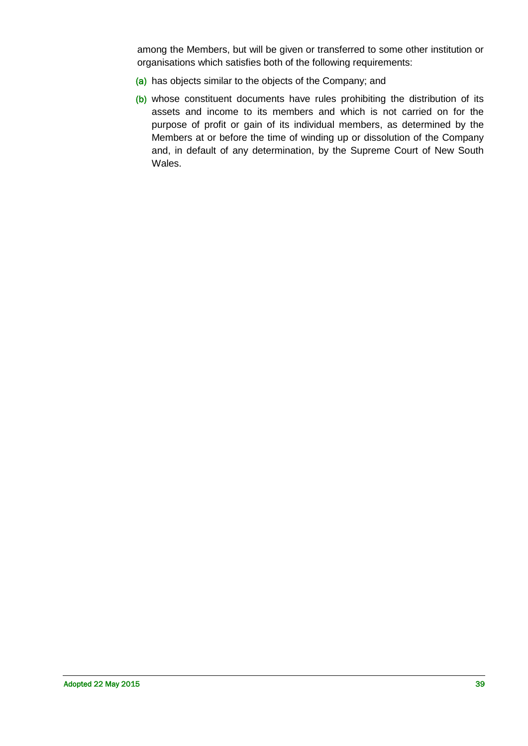among the Members, but will be given or transferred to some other institution or organisations which satisfies both of the following requirements:

(a) has objects similar to the objects of the Company; and

(b) whose constituent documents have rules prohibiting the distribution of its assets and income to its members and which is not carried on for the purpose of profit or gain of its individual members, as determined by the Members at or before the time of winding up or dissolution of the Company and, in default of any determination, by the Supreme Court of New South Wales.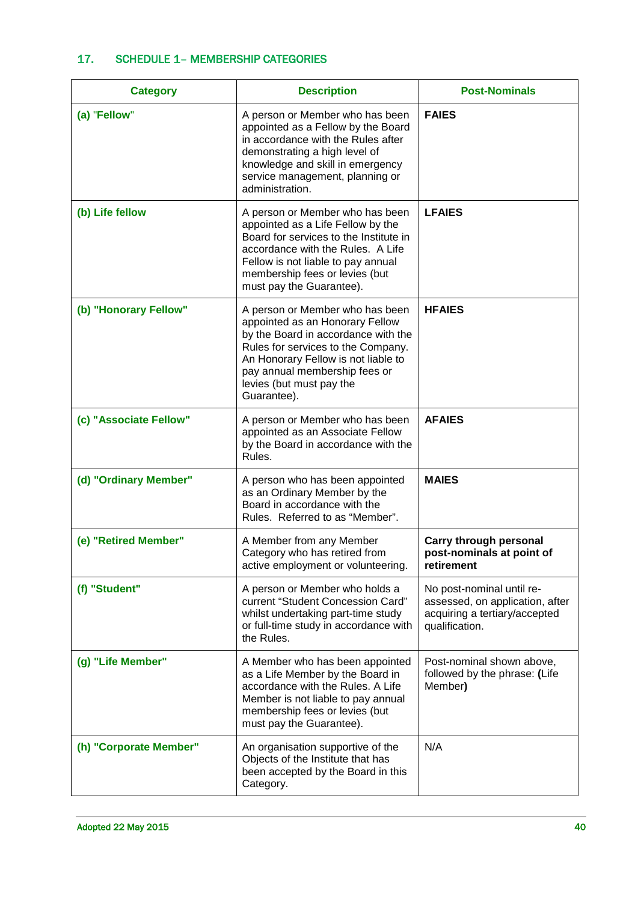## 17. SCHEDULE 1– MEMBERSHIP CATEGORIES

| Category | Description | Post-Nominals |
|---|---|---|
| **(a)** "**Fellow**" | A person or Member who has been appointed as a Fellow by the Board in accordance with the Rules after demonstrating a high level of knowledge and skill in emergency service management, planning or administration. | **FAIES** |
| **(b) Life fellow** | A person or Member who has been appointed as a Life Fellow by the Board for services to the Institute in accordance with the Rules. A Life Fellow is not liable to pay annual membership fees or levies (but must pay the Guarantee). | **LFAIES** |
| **(b) "Honorary Fellow"** | A person or Member who has been appointed as an Honorary Fellow by the Board in accordance with the Rules for services to the Company. An Honorary Fellow is not liable to pay annual membership fees or levies (but must pay the Guarantee). | **HFAIES** |
| **(c) "Associate Fellow"** | A person or Member who has been appointed as an Associate Fellow by the Board in accordance with the Rules. | **AFAIES** |
| **(d) "Ordinary Member"** | A person who has been appointed as an Ordinary Member by the Board in accordance with the Rules. Referred to as "Member". | **MAIES** |
| **(e) "Retired Member"** | A Member from any Member Category who has retired from active employment or volunteering. | **Carry through personal post-nominals at point of retirement** |
| **(f) "Student"** | A person or Member who holds a current "Student Concession Card" whilst undertaking part-time study or full-time study in accordance with the Rules. | No post-nominal until re-assessed, on application, after acquiring a tertiary/accepted qualification. |
| **(g) "Life Member"** | A Member who has been appointed as a Life Member by the Board in accordance with the Rules. A Life Member is not liable to pay annual membership fees or levies (but must pay the Guarantee). | Post-nominal shown above, followed by the phrase: **(**Life Member**)** |
| **(h) "Corporate Member"** | An organisation supportive of the Objects of the Institute that has been accepted by the Board in this Category. | N/A |

Adopted 22 May 2015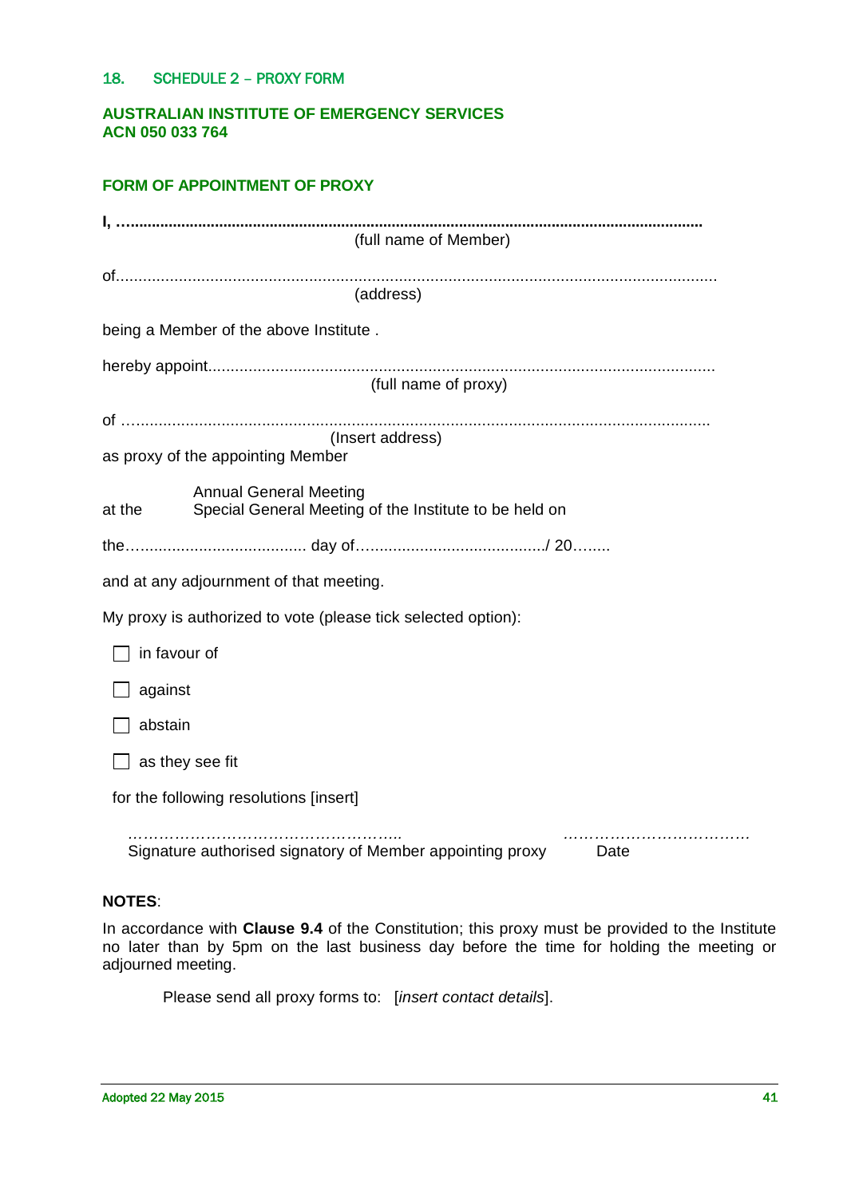## 18. SCHEDULE 2 – PROXY FORM

**AUSTRALIAN INSTITUTE OF EMERGENCY SERVICES**
**ACN 050 033 764**

**FORM OF APPOINTMENT OF PROXY**

**I, ……………………………………………………………………………………………………………**
(full name of Member)

of………………………………………………………………………………………………………………
(address)

being a Member of the above Institute .

hereby appoint…………………………………………………………………………………………………
(full name of proxy)

of ………………………………………………………………………………………………………………
(Insert address)

as proxy of the appointing Member

at the Annual General Meeting
Special General Meeting of the Institute to be held on

the………………………………… day of……………………………………/ 20……..

and at any adjournment of that meeting.

My proxy is authorized to vote (please tick selected option):

- ☐ in favour of
- ☐ against
- ☐ abstain
- ☐ as they see fit

for the following resolutions [insert]

……………………………………………….. ………………………………
Signature authorised signatory of Member appointing proxy Date

**NOTES**:

In accordance with **Clause 9.4** of the Constitution; this proxy must be provided to the Institute no later than by 5pm on the last business day before the time for holding the meeting or adjourned meeting.

Please send all proxy forms to: [*insert contact details*].

Adopted 22 May 2015